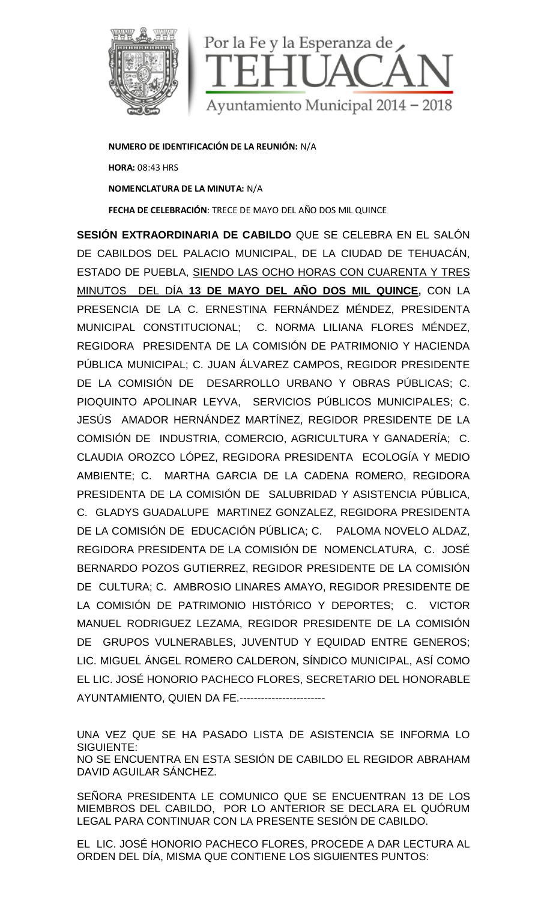Por la Fe y la Esperanza de TEHUACÁN

Ayuntamiento Municipal 2014 – 2018

**NUMERO DE IDENTIFICACIÓN DE LA REUNIÓN:** N/A

**HORA:** 08:43 HRS

**NOMENCLATURA DE LA MINUTA:** N/A

**FECHA DE CELEBRACIÓN**: TRECE DE MAYO DEL AÑO DOS MIL QUINCE

**SESIÓN EXTRAORDINARIA DE CABILDO** QUE SE CELEBRA EN EL SALÓN DE CABILDOS DEL PALACIO MUNICIPAL, DE LA CIUDAD DE TEHUACÁN, ESTADO DE PUEBLA, SIENDO LAS OCHO HORAS CON CUARENTA Y TRES MINUTOS DEL DÍA **13 DE MAYO DEL AÑO DOS MIL QUINCE,** CON LA PRESENCIA DE LA C. ERNESTINA FERNÁNDEZ MÉNDEZ, PRESIDENTA MUNICIPAL CONSTITUCIONAL; C. NORMA LILIANA FLORES MÉNDEZ, REGIDORA PRESIDENTA DE LA COMISIÓN DE PATRIMONIO Y HACIENDA PÚBLICA MUNICIPAL; C. JUAN ÁLVAREZ CAMPOS, REGIDOR PRESIDENTE DE LA COMISIÓN DE DESARROLLO URBANO Y OBRAS PÚBLICAS; C. PIOQUINTO APOLINAR LEYVA, SERVICIOS PÚBLICOS MUNICIPALES; C. JESÚS AMADOR HERNÁNDEZ MARTÍNEZ, REGIDOR PRESIDENTE DE LA COMISIÓN DE INDUSTRIA, COMERCIO, AGRICULTURA Y GANADERÍA; C. CLAUDIA OROZCO LÓPEZ, REGIDORA PRESIDENTA ECOLOGÍA Y MEDIO AMBIENTE; C. MARTHA GARCIA DE LA CADENA ROMERO, REGIDORA PRESIDENTA DE LA COMISIÓN DE SALUBRIDAD Y ASISTENCIA PÚBLICA, C. GLADYS GUADALUPE MARTINEZ GONZALEZ, REGIDORA PRESIDENTA DE LA COMISIÓN DE EDUCACIÓN PÚBLICA; C. PALOMA NOVELO ALDAZ, REGIDORA PRESIDENTA DE LA COMISIÓN DE NOMENCLATURA, C. JOSÉ BERNARDO POZOS GUTIERREZ, REGIDOR PRESIDENTE DE LA COMISIÓN DE CULTURA; C. AMBROSIO LINARES AMAYO, REGIDOR PRESIDENTE DE LA COMISIÓN DE PATRIMONIO HISTÓRICO Y DEPORTES; C. VICTOR MANUEL RODRIGUEZ LEZAMA, REGIDOR PRESIDENTE DE LA COMISIÓN DE GRUPOS VULNERABLES, JUVENTUD Y EQUIDAD ENTRE GENEROS; LIC. MIGUEL ÁNGEL ROMERO CALDERON, SÍNDICO MUNICIPAL, ASÍ COMO EL LIC. JOSÉ HONORIO PACHECO FLORES, SECRETARIO DEL HONORABLE AYUNTAMIENTO, QUIEN DA FE.------------------------

UNA VEZ QUE SE HA PASADO LISTA DE ASISTENCIA SE INFORMA LO SIGUIENTE:
NO SE ENCUENTRA EN ESTA SESIÓN DE CABILDO EL REGIDOR ABRAHAM DAVID AGUILAR SÁNCHEZ.

SEÑORA PRESIDENTA LE COMUNICO QUE SE ENCUENTRAN 13 DE LOS MIEMBROS DEL CABILDO, POR LO ANTERIOR SE DECLARA EL QUÓRUM LEGAL PARA CONTINUAR CON LA PRESENTE SESIÓN DE CABILDO.

EL LIC. JOSÉ HONORIO PACHECO FLORES, PROCEDE A DAR LECTURA AL ORDEN DEL DÍA, MISMA QUE CONTIENE LOS SIGUIENTES PUNTOS: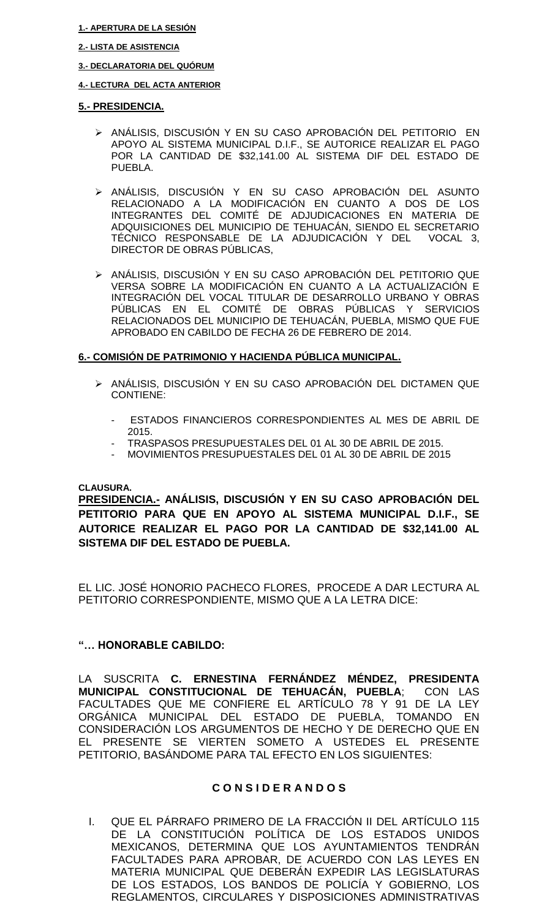**1.- APERTURA DE LA SESIÓN**

**2.- LISTA DE ASISTENCIA**

**3.- DECLARATORIA DEL QUÓRUM**

**4.- LECTURA DEL ACTA ANTERIOR**

**5.- PRESIDENCIA.**

- ANÁLISIS, DISCUSIÓN Y EN SU CASO APROBACIÓN DEL PETITORIO EN APOYO AL SISTEMA MUNICIPAL D.I.F., SE AUTORICE REALIZAR EL PAGO POR LA CANTIDAD DE $32,141.00 AL SISTEMA DIF DEL ESTADO DE PUEBLA.

- ANÁLISIS, DISCUSIÓN Y EN SU CASO APROBACIÓN DEL ASUNTO RELACIONADO A LA MODIFICACIÓN EN CUANTO A DOS DE LOS INTEGRANTES DEL COMITÉ DE ADJUDICACIONES EN MATERIA DE ADQUISICIONES DEL MUNICIPIO DE TEHUACÁN, SIENDO EL SECRETARIO TÉCNICO RESPONSABLE DE LA ADJUDICACIÓN Y DEL VOCAL 3, DIRECTOR DE OBRAS PÚBLICAS,

- ANÁLISIS, DISCUSIÓN Y EN SU CASO APROBACIÓN DEL PETITORIO QUE VERSA SOBRE LA MODIFICACIÓN EN CUANTO A LA ACTUALIZACIÓN E INTEGRACIÓN DEL VOCAL TITULAR DE DESARROLLO URBANO Y OBRAS PÚBLICAS EN EL COMITÉ DE OBRAS PÚBLICAS Y SERVICIOS RELACIONADOS DEL MUNICIPIO DE TEHUACÁN, PUEBLA, MISMO QUE FUE APROBADO EN CABILDO DE FECHA 26 DE FEBRERO DE 2014.

**6.- COMISIÓN DE PATRIMONIO Y HACIENDA PÚBLICA MUNICIPAL.**

- ANÁLISIS, DISCUSIÓN Y EN SU CASO APROBACIÓN DEL DICTAMEN QUE CONTIENE:

  - ESTADOS FINANCIEROS CORRESPONDIENTES AL MES DE ABRIL DE 2015.
  - TRASPASOS PRESUPUESTALES DEL 01 AL 30 DE ABRIL DE 2015.
  - MOVIMIENTOS PRESUPUESTALES DEL 01 AL 30 DE ABRIL DE 2015

**CLAUSURA.**

**PRESIDENCIA.- ANÁLISIS, DISCUSIÓN Y EN SU CASO APROBACIÓN DEL PETITORIO PARA QUE EN APOYO AL SISTEMA MUNICIPAL D.I.F., SE AUTORICE REALIZAR EL PAGO POR LA CANTIDAD DE $32,141.00 AL SISTEMA DIF DEL ESTADO DE PUEBLA.**

EL LIC. JOSÉ HONORIO PACHECO FLORES, PROCEDE A DAR LECTURA AL PETITORIO CORRESPONDIENTE, MISMO QUE A LA LETRA DICE:

**"… HONORABLE CABILDO:**

LA SUSCRITA **C. ERNESTINA FERNÁNDEZ MÉNDEZ, PRESIDENTA MUNICIPAL CONSTITUCIONAL DE TEHUACÁN, PUEBLA**; CON LAS FACULTADES QUE ME CONFIERE EL ARTÍCULO 78 Y 91 DE LA LEY ORGÁNICA MUNICIPAL DEL ESTADO DE PUEBLA, TOMANDO EN CONSIDERACIÓN LOS ARGUMENTOS DE HECHO Y DE DERECHO QUE EN EL PRESENTE SE VIERTEN SOMETO A USTEDES EL PRESENTE PETITORIO, BASÁNDOME PARA TAL EFECTO EN LOS SIGUIENTES:

**C O N S I D E R A N D O S**

I. QUE EL PÁRRAFO PRIMERO DE LA FRACCIÓN II DEL ARTÍCULO 115 DE LA CONSTITUCIÓN POLÍTICA DE LOS ESTADOS UNIDOS MEXICANOS, DETERMINA QUE LOS AYUNTAMIENTOS TENDRÁN FACULTADES PARA APROBAR, DE ACUERDO CON LAS LEYES EN MATERIA MUNICIPAL QUE DEBERÁN EXPEDIR LAS LEGISLATURAS DE LOS ESTADOS, LOS BANDOS DE POLICÍA Y GOBIERNO, LOS REGLAMENTOS, CIRCULARES Y DISPOSICIONES ADMINISTRATIVAS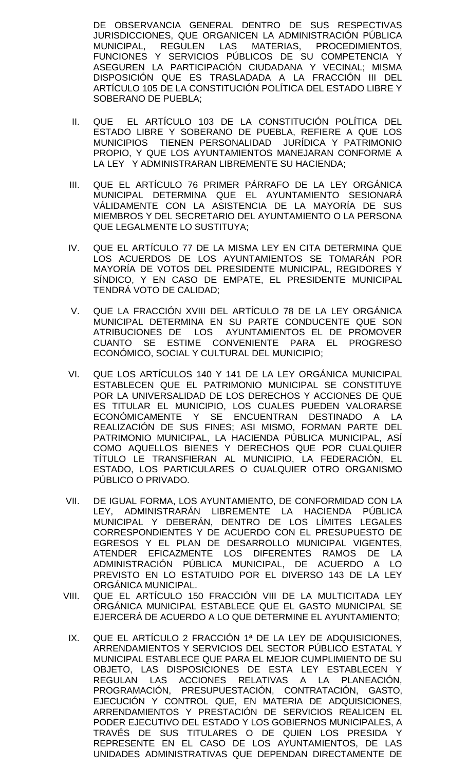DE OBSERVANCIA GENERAL DENTRO DE SUS RESPECTIVAS JURISDICCIONES, QUE ORGANICEN LA ADMINISTRACIÓN PÚBLICA MUNICIPAL, REGULEN LAS MATERIAS, PROCEDIMIENTOS, FUNCIONES Y SERVICIOS PÚBLICOS DE SU COMPETENCIA Y ASEGUREN LA PARTICIPACIÓN CIUDADANA Y VECINAL; MISMA DISPOSICIÓN QUE ES TRASLADADA A LA FRACCIÓN III DEL ARTÍCULO 105 DE LA CONSTITUCIÓN POLÍTICA DEL ESTADO LIBRE Y SOBERANO DE PUEBLA;

II. QUE EL ARTÍCULO 103 DE LA CONSTITUCIÓN POLÍTICA DEL ESTADO LIBRE Y SOBERANO DE PUEBLA, REFIERE A QUE LOS MUNICIPIOS TIENEN PERSONALIDAD JURÍDICA Y PATRIMONIO PROPIO, Y QUE LOS AYUNTAMIENTOS MANEJARAN CONFORME A LA LEY Y ADMINISTRARAN LIBREMENTE SU HACIENDA;

III. QUE EL ARTÍCULO 76 PRIMER PÁRRAFO DE LA LEY ORGÁNICA MUNICIPAL DETERMINA QUE EL AYUNTAMIENTO SESIONARÁ VÁLIDAMENTE CON LA ASISTENCIA DE LA MAYORÍA DE SUS MIEMBROS Y DEL SECRETARIO DEL AYUNTAMIENTO O LA PERSONA QUE LEGALMENTE LO SUSTITUYA;

IV. QUE EL ARTÍCULO 77 DE LA MISMA LEY EN CITA DETERMINA QUE LOS ACUERDOS DE LOS AYUNTAMIENTOS SE TOMARÁN POR MAYORÍA DE VOTOS DEL PRESIDENTE MUNICIPAL, REGIDORES Y SÍNDICO, Y EN CASO DE EMPATE, EL PRESIDENTE MUNICIPAL TENDRÁ VOTO DE CALIDAD;

V. QUE LA FRACCIÓN XVIII DEL ARTÍCULO 78 DE LA LEY ORGÁNICA MUNICIPAL DETERMINA EN SU PARTE CONDUCENTE QUE SON ATRIBUCIONES DE LOS AYUNTAMIENTOS EL DE PROMOVER CUANTO SE ESTIME CONVENIENTE PARA EL PROGRESO ECONÓMICO, SOCIAL Y CULTURAL DEL MUNICIPIO;

VI. QUE LOS ARTÍCULOS 140 Y 141 DE LA LEY ORGÁNICA MUNICIPAL ESTABLECEN QUE EL PATRIMONIO MUNICIPAL SE CONSTITUYE POR LA UNIVERSALIDAD DE LOS DERECHOS Y ACCIONES DE QUE ES TITULAR EL MUNICIPIO, LOS CUALES PUEDEN VALORARSE ECONÓMICAMENTE Y SE ENCUENTRAN DESTINADO A LA REALIZACIÓN DE SUS FINES; ASI MISMO, FORMAN PARTE DEL PATRIMONIO MUNICIPAL, LA HACIENDA PÚBLICA MUNICIPAL, ASÍ COMO AQUELLOS BIENES Y DERECHOS QUE POR CUALQUIER TÍTULO LE TRANSFIERAN AL MUNICIPIO, LA FEDERACIÓN, EL ESTADO, LOS PARTICULARES O CUALQUIER OTRO ORGANISMO PÚBLICO O PRIVADO.

VII. DE IGUAL FORMA, LOS AYUNTAMIENTO, DE CONFORMIDAD CON LA LEY, ADMINISTRARÁN LIBREMENTE LA HACIENDA PÚBLICA MUNICIPAL Y DEBERÁN, DENTRO DE LOS LÍMITES LEGALES CORRESPONDIENTES Y DE ACUERDO CON EL PRESUPUESTO DE EGRESOS Y EL PLAN DE DESARROLLO MUNICIPAL VIGENTES, ATENDER EFICAZMENTE LOS DIFERENTES RAMOS DE LA ADMINISTRACIÓN PÚBLICA MUNICIPAL, DE ACUERDO A LO PREVISTO EN LO ESTATUIDO POR EL DIVERSO 143 DE LA LEY ORGÁNICA MUNICIPAL.

VIII. QUE EL ARTÍCULO 150 FRACCIÓN VIII DE LA MULTICITADA LEY ORGÁNICA MUNICIPAL ESTABLECE QUE EL GASTO MUNICIPAL SE EJERCERÁ DE ACUERDO A LO QUE DETERMINE EL AYUNTAMIENTO;

IX. QUE EL ARTÍCULO 2 FRACCIÓN 1ª DE LA LEY DE ADQUISICIONES, ARRENDAMIENTOS Y SERVICIOS DEL SECTOR PÚBLICO ESTATAL Y MUNICIPAL ESTABLECE QUE PARA EL MEJOR CUMPLIMIENTO DE SU OBJETO, LAS DISPOSICIONES DE ESTA LEY ESTABLECEN Y REGULAN LAS ACCIONES RELATIVAS A LA PLANEACIÓN, PROGRAMACIÓN, PRESUPUESTACIÓN, CONTRATACIÓN, GASTO, EJECUCIÓN Y CONTROL QUE, EN MATERIA DE ADQUISICIONES, ARRENDAMIENTOS Y PRESTACIÓN DE SERVICIOS REALICEN EL PODER EJECUTIVO DEL ESTADO Y LOS GOBIERNOS MUNICIPALES, A TRAVÉS DE SUS TITULARES O DE QUIEN LOS PRESIDA Y REPRESENTE EN EL CASO DE LOS AYUNTAMIENTOS, DE LAS UNIDADES ADMINISTRATIVAS QUE DEPENDAN DIRECTAMENTE DE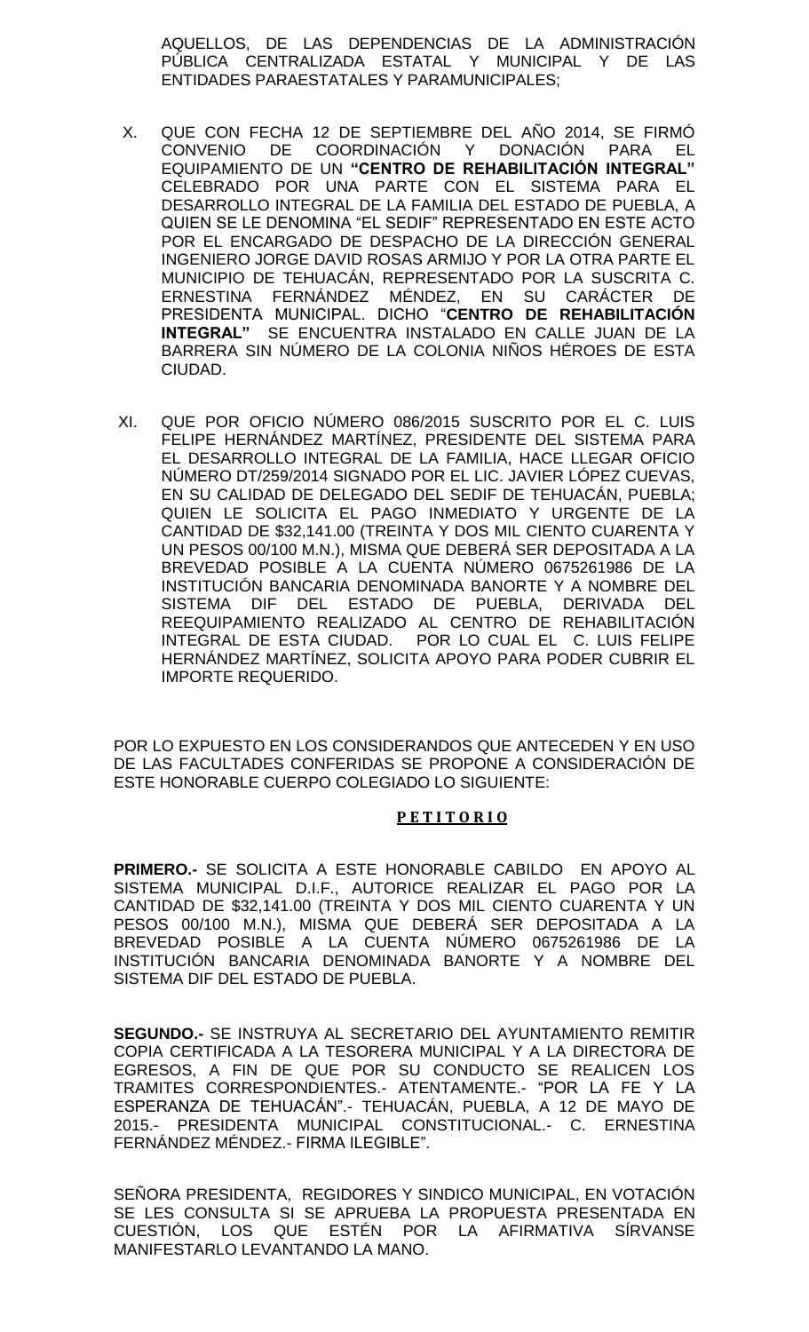AQUELLOS, DE LAS DEPENDENCIAS DE LA ADMINISTRACIÓN PÚBLICA CENTRALIZADA ESTATAL Y MUNICIPAL Y DE LAS ENTIDADES PARAESTATALES Y PARAMUNICIPALES;

X. QUE CON FECHA 12 DE SEPTIEMBRE DEL AÑO 2014, SE FIRMÓ CONVENIO DE COORDINACIÓN Y DONACIÓN PARA EL EQUIPAMIENTO DE UN **"CENTRO DE REHABILITACIÓN INTEGRAL"** CELEBRADO POR UNA PARTE CON EL SISTEMA PARA EL DESARROLLO INTEGRAL DE LA FAMILIA DEL ESTADO DE PUEBLA, A QUIEN SE LE DENOMINA "EL SEDIF" REPRESENTADO EN ESTE ACTO POR EL ENCARGADO DE DESPACHO DE LA DIRECCIÓN GENERAL INGENIERO JORGE DAVID ROSAS ARMIJO Y POR LA OTRA PARTE EL MUNICIPIO DE TEHUACÁN, REPRESENTADO POR LA SUSCRITA C. ERNESTINA FERNÁNDEZ MÉNDEZ, EN SU CARÁCTER DE PRESIDENTA MUNICIPAL. DICHO "**CENTRO DE REHABILITACIÓN INTEGRAL"** SE ENCUENTRA INSTALADO EN CALLE JUAN DE LA BARRERA SIN NÚMERO DE LA COLONIA NIÑOS HÉROES DE ESTA CIUDAD.

XI. QUE POR OFICIO NÚMERO 086/2015 SUSCRITO POR EL C. LUIS FELIPE HERNÁNDEZ MARTÍNEZ, PRESIDENTE DEL SISTEMA PARA EL DESARROLLO INTEGRAL DE LA FAMILIA, HACE LLEGAR OFICIO NÚMERO DT/259/2014 SIGNADO POR EL LIC. JAVIER LÓPEZ CUEVAS, EN SU CALIDAD DE DELEGADO DEL SEDIF DE TEHUACÁN, PUEBLA; QUIEN LE SOLICITA EL PAGO INMEDIATO Y URGENTE DE LA CANTIDAD DE $32,141.00 (TREINTA Y DOS MIL CIENTO CUARENTA Y UN PESOS 00/100 M.N.), MISMA QUE DEBERÁ SER DEPOSITADA A LA BREVEDAD POSIBLE A LA CUENTA NÚMERO 0675261986 DE LA INSTITUCIÓN BANCARIA DENOMINADA BANORTE Y A NOMBRE DEL SISTEMA DIF DEL ESTADO DE PUEBLA, DERIVADA DEL REEQUIPAMIENTO REALIZADO AL CENTRO DE REHABILITACIÓN INTEGRAL DE ESTA CIUDAD. POR LO CUAL EL C. LUIS FELIPE HERNÁNDEZ MARTÍNEZ, SOLICITA APOYO PARA PODER CUBRIR EL IMPORTE REQUERIDO.

POR LO EXPUESTO EN LOS CONSIDERANDOS QUE ANTECEDEN Y EN USO DE LAS FACULTADES CONFERIDAS SE PROPONE A CONSIDERACIÓN DE ESTE HONORABLE CUERPO COLEGIADO LO SIGUIENTE:

**P E T I T O R I O**

**PRIMERO.-** SE SOLICITA A ESTE HONORABLE CABILDO EN APOYO AL SISTEMA MUNICIPAL D.I.F., AUTORICE REALIZAR EL PAGO POR LA CANTIDAD DE $32,141.00 (TREINTA Y DOS MIL CIENTO CUARENTA Y UN PESOS 00/100 M.N.), MISMA QUE DEBERÁ SER DEPOSITADA A LA BREVEDAD POSIBLE A LA CUENTA NÚMERO 0675261986 DE LA INSTITUCIÓN BANCARIA DENOMINADA BANORTE Y A NOMBRE DEL SISTEMA DIF DEL ESTADO DE PUEBLA.

**SEGUNDO.-** SE INSTRUYA AL SECRETARIO DEL AYUNTAMIENTO REMITIR COPIA CERTIFICADA A LA TESORERA MUNICIPAL Y A LA DIRECTORA DE EGRESOS, A FIN DE QUE POR SU CONDUCTO SE REALICEN LOS TRAMITES CORRESPONDIENTES.- ATENTAMENTE.- "POR LA FE Y LA ESPERANZA DE TEHUACÁN".- TEHUACÁN, PUEBLA, A 12 DE MAYO DE 2015.- PRESIDENTA MUNICIPAL CONSTITUCIONAL.- C. ERNESTINA FERNÁNDEZ MÉNDEZ.- FIRMA ILEGIBLE".

SEÑORA PRESIDENTA, REGIDORES Y SINDICO MUNICIPAL, EN VOTACIÓN SE LES CONSULTA SI SE APRUEBA LA PROPUESTA PRESENTADA EN CUESTIÓN, LOS QUE ESTÉN POR LA AFIRMATIVA SÍRVANSE MANIFESTARLO LEVANTANDO LA MANO.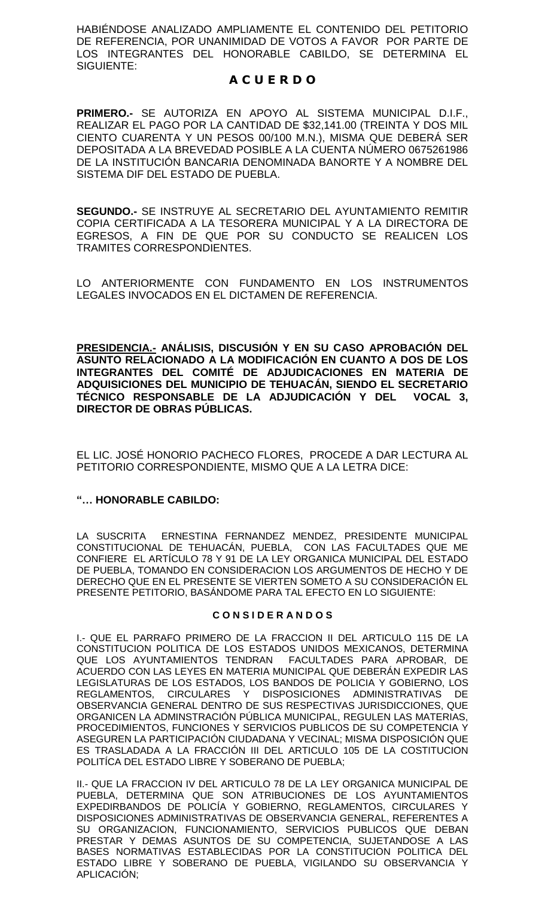HABIÉNDOSE ANALIZADO AMPLIAMENTE EL CONTENIDO DEL PETITORIO DE REFERENCIA, POR UNANIMIDAD DE VOTOS A FAVOR POR PARTE DE LOS INTEGRANTES DEL HONORABLE CABILDO, SE DETERMINA EL SIGUIENTE:

## A C U E R D O

**PRIMERO.-** SE AUTORIZA EN APOYO AL SISTEMA MUNICIPAL D.I.F., REALIZAR EL PAGO POR LA CANTIDAD DE $32,141.00 (TREINTA Y DOS MIL CIENTO CUARENTA Y UN PESOS 00/100 M.N.), MISMA QUE DEBERÁ SER DEPOSITADA A LA BREVEDAD POSIBLE A LA CUENTA NÚMERO 0675261986 DE LA INSTITUCIÓN BANCARIA DENOMINADA BANORTE Y A NOMBRE DEL SISTEMA DIF DEL ESTADO DE PUEBLA.

**SEGUNDO.-** SE INSTRUYE AL SECRETARIO DEL AYUNTAMIENTO REMITIR COPIA CERTIFICADA A LA TESORERA MUNICIPAL Y A LA DIRECTORA DE EGRESOS, A FIN DE QUE POR SU CONDUCTO SE REALICEN LOS TRAMITES CORRESPONDIENTES.

LO ANTERIORMENTE CON FUNDAMENTO EN LOS INSTRUMENTOS LEGALES INVOCADOS EN EL DICTAMEN DE REFERENCIA.

**<u>PRESIDENCIA.-</u> ANÁLISIS, DISCUSIÓN Y EN SU CASO APROBACIÓN DEL ASUNTO RELACIONADO A LA MODIFICACIÓN EN CUANTO A DOS DE LOS INTEGRANTES DEL COMITÉ DE ADJUDICACIONES EN MATERIA DE ADQUISICIONES DEL MUNICIPIO DE TEHUACÁN, SIENDO EL SECRETARIO TÉCNICO RESPONSABLE DE LA ADJUDICACIÓN Y DEL VOCAL 3, DIRECTOR DE OBRAS PÚBLICAS.**

EL LIC. JOSÉ HONORIO PACHECO FLORES, PROCEDE A DAR LECTURA AL PETITORIO CORRESPONDIENTE, MISMO QUE A LA LETRA DICE:

**"… HONORABLE CABILDO:**

LA SUSCRITA ERNESTINA FERNANDEZ MENDEZ, PRESIDENTE MUNICIPAL CONSTITUCIONAL DE TEHUACÁN, PUEBLA, CON LAS FACULTADES QUE ME CONFIERE EL ARTÍCULO 78 Y 91 DE LA LEY ORGANICA MUNICIPAL DEL ESTADO DE PUEBLA, TOMANDO EN CONSIDERACION LOS ARGUMENTOS DE HECHO Y DE DERECHO QUE EN EL PRESENTE SE VIERTEN SOMETO A SU CONSIDERACIÓN EL PRESENTE PETITORIO, BASÁNDOME PARA TAL EFECTO EN LO SIGUIENTE:

**C O N S I D E R A N D O S**

I.- QUE EL PARRAFO PRIMERO DE LA FRACCION II DEL ARTICULO 115 DE LA CONSTITUCION POLITICA DE LOS ESTADOS UNIDOS MEXICANOS, DETERMINA QUE LOS AYUNTAMIENTOS TENDRAN FACULTADES PARA APROBAR, DE ACUERDO CON LAS LEYES EN MATERIA MUNICIPAL QUE DEBERÁN EXPEDIR LAS LEGISLATURAS DE LOS ESTADOS, LOS BANDOS DE POLICIA Y GOBIERNO, LOS REGLAMENTOS, CIRCULARES Y DISPOSICIONES ADMINISTRATIVAS DE OBSERVANCIA GENERAL DENTRO DE SUS RESPECTIVAS JURISDICCIONES, QUE ORGANICEN LA ADMINSTRACIÓN PÚBLICA MUNICIPAL, REGULEN LAS MATERIAS, PROCEDIMIENTOS, FUNCIONES Y SERVICIOS PUBLICOS DE SU COMPETENCIA Y ASEGUREN LA PARTICIPACIÓN CIUDADANA Y VECINAL; MISMA DISPOSICIÓN QUE ES TRASLADADA A LA FRACCIÓN III DEL ARTICULO 105 DE LA COSTITUCION POLITÍCA DEL ESTADO LIBRE Y SOBERANO DE PUEBLA;

II.- QUE LA FRACCION IV DEL ARTICULO 78 DE LA LEY ORGANICA MUNICIPAL DE PUEBLA, DETERMINA QUE SON ATRIBUCIONES DE LOS AYUNTAMIENTOS EXPEDIRBANDOS DE POLICÍA Y GOBIERNO, REGLAMENTOS, CIRCULARES Y DISPOSICIONES ADMINISTRATIVAS DE OBSERVANCIA GENERAL, REFERENTES A SU ORGANIZACION, FUNCIONAMIENTO, SERVICIOS PUBLICOS QUE DEBAN PRESTAR Y DEMAS ASUNTOS DE SU COMPETENCIA, SUJETANDOSE A LAS BASES NORMATIVAS ESTABLECIDAS POR LA CONSTITUCION POLITICA DEL ESTADO LIBRE Y SOBERANO DE PUEBLA, VIGILANDO SU OBSERVANCIA Y APLICACIÓN;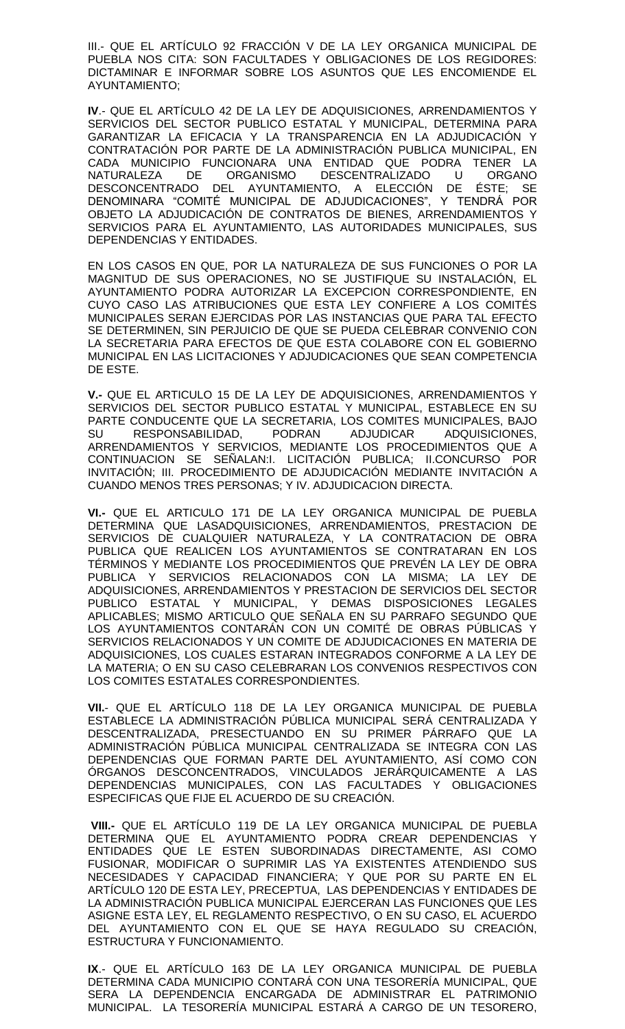III.- QUE EL ARTÍCULO 92 FRACCIÓN V DE LA LEY ORGANICA MUNICIPAL DE PUEBLA NOS CITA: SON FACULTADES Y OBLIGACIONES DE LOS REGIDORES: DICTAMINAR E INFORMAR SOBRE LOS ASUNTOS QUE LES ENCOMIENDE EL AYUNTAMIENTO;

**IV**.- QUE EL ARTÍCULO 42 DE LA LEY DE ADQUISICIONES, ARRENDAMIENTOS Y SERVICIOS DEL SECTOR PUBLICO ESTATAL Y MUNICIPAL, DETERMINA PARA GARANTIZAR LA EFICACIA Y LA TRANSPARENCIA EN LA ADJUDICACIÓN Y CONTRATACIÓN POR PARTE DE LA ADMINISTRACIÓN PUBLICA MUNICIPAL, EN CADA MUNICIPIO FUNCIONARA UNA ENTIDAD QUE PODRA TENER LA NATURALEZA DE ORGANISMO DESCENTRALIZADO U ORGANO DESCONCENTRADO DEL AYUNTAMIENTO, A ELECCIÓN DE ÉSTE; SE DENOMINARA "COMITÉ MUNICIPAL DE ADJUDICACIONES", Y TENDRÁ POR OBJETO LA ADJUDICACIÓN DE CONTRATOS DE BIENES, ARRENDAMIENTOS Y SERVICIOS PARA EL AYUNTAMIENTO, LAS AUTORIDADES MUNICIPALES, SUS DEPENDENCIAS Y ENTIDADES.

EN LOS CASOS EN QUE, POR LA NATURALEZA DE SUS FUNCIONES O POR LA MAGNITUD DE SUS OPERACIONES, NO SE JUSTIFIQUE SU INSTALACIÓN, EL AYUNTAMIENTO PODRA AUTORIZAR LA EXCEPCION CORRESPONDIENTE, EN CUYO CASO LAS ATRIBUCIONES QUE ESTA LEY CONFIERE A LOS COMITÉS MUNICIPALES SERAN EJERCIDAS POR LAS INSTANCIAS QUE PARA TAL EFECTO SE DETERMINEN, SIN PERJUICIO DE QUE SE PUEDA CELEBRAR CONVENIO CON LA SECRETARIA PARA EFECTOS DE QUE ESTA COLABORE CON EL GOBIERNO MUNICIPAL EN LAS LICITACIONES Y ADJUDICACIONES QUE SEAN COMPETENCIA DE ESTE.

**V.-** QUE EL ARTICULO 15 DE LA LEY DE ADQUISICIONES, ARRENDAMIENTOS Y SERVICIOS DEL SECTOR PUBLICO ESTATAL Y MUNICIPAL, ESTABLECE EN SU PARTE CONDUCENTE QUE LA SECRETARIA, LOS COMITES MUNICIPALES, BAJO SU RESPONSABILIDAD, PODRAN ADJUDICAR ADQUISICIONES, ARRENDAMIENTOS Y SERVICIOS, MEDIANTE LOS PROCEDIMIENTOS QUE A CONTINUACION SE SEÑALAN:I. LICITACIÓN PUBLICA; II.CONCURSO POR INVITACIÓN; III. PROCEDIMIENTO DE ADJUDICACIÓN MEDIANTE INVITACIÓN A CUANDO MENOS TRES PERSONAS; Y IV. ADJUDICACION DIRECTA.

**VI.-** QUE EL ARTICULO 171 DE LA LEY ORGANICA MUNICIPAL DE PUEBLA DETERMINA QUE LASADQUISICIONES, ARRENDAMIENTOS, PRESTACION DE SERVICIOS DE CUALQUIER NATURALEZA, Y LA CONTRATACION DE OBRA PUBLICA QUE REALICEN LOS AYUNTAMIENTOS SE CONTRATARAN EN LOS TÉRMINOS Y MEDIANTE LOS PROCEDIMIENTOS QUE PREVÉN LA LEY DE OBRA PUBLICA Y SERVICIOS RELACIONADOS CON LA MISMA; LA LEY DE ADQUISICIONES, ARRENDAMIENTOS Y PRESTACION DE SERVICIOS DEL SECTOR PUBLICO ESTATAL Y MUNICIPAL, Y DEMAS DISPOSICIONES LEGALES APLICABLES; MISMO ARTICULO QUE SEÑALA EN SU PARRAFO SEGUNDO QUE LOS AYUNTAMIENTOS CONTARÁN CON UN COMITÉ DE OBRAS PÚBLICAS Y SERVICIOS RELACIONADOS Y UN COMITE DE ADJUDICACIONES EN MATERIA DE ADQUISICIONES, LOS CUALES ESTARAN INTEGRADOS CONFORME A LA LEY DE LA MATERIA; O EN SU CASO CELEBRARAN LOS CONVENIOS RESPECTIVOS CON LOS COMITES ESTATALES CORRESPONDIENTES.

**VII.**- QUE EL ARTÍCULO 118 DE LA LEY ORGANICA MUNICIPAL DE PUEBLA ESTABLECE LA ADMINISTRACIÓN PÚBLICA MUNICIPAL SERÁ CENTRALIZADA Y DESCENTRALIZADA, PRESECTUANDO EN SU PRIMER PÁRRAFO QUE LA ADMINISTRACIÓN PÚBLICA MUNICIPAL CENTRALIZADA SE INTEGRA CON LAS DEPENDENCIAS QUE FORMAN PARTE DEL AYUNTAMIENTO, ASÍ COMO CON ÓRGANOS DESCONCENTRADOS, VINCULADOS JERÁRQUICAMENTE A LAS DEPENDENCIAS MUNICIPALES, CON LAS FACULTADES Y OBLIGACIONES ESPECIFICAS QUE FIJE EL ACUERDO DE SU CREACIÓN.

**VIII.-** QUE EL ARTÍCULO 119 DE LA LEY ORGANICA MUNICIPAL DE PUEBLA DETERMINA QUE EL AYUNTAMIENTO PODRA CREAR DEPENDENCIAS Y ENTIDADES QUE LE ESTEN SUBORDINADAS DIRECTAMENTE, ASI COMO FUSIONAR, MODIFICAR O SUPRIMIR LAS YA EXISTENTES ATENDIENDO SUS NECESIDADES Y CAPACIDAD FINANCIERA; Y QUE POR SU PARTE EN EL ARTÍCULO 120 DE ESTA LEY, PRECEPTUA, LAS DEPENDENCIAS Y ENTIDADES DE LA ADMINISTRACIÓN PUBLICA MUNICIPAL EJERCERAN LAS FUNCIONES QUE LES ASIGNE ESTA LEY, EL REGLAMENTO RESPECTIVO, O EN SU CASO, EL ACUERDO DEL AYUNTAMIENTO CON EL QUE SE HAYA REGULADO SU CREACIÓN, ESTRUCTURA Y FUNCIONAMIENTO.

**IX**.- QUE EL ARTÍCULO 163 DE LA LEY ORGANICA MUNICIPAL DE PUEBLA DETERMINA CADA MUNICIPIO CONTARÁ CON UNA TESORERÍA MUNICIPAL, QUE SERA LA DEPENDENCIA ENCARGADA DE ADMINISTRAR EL PATRIMONIO MUNICIPAL. LA TESORERÍA MUNICIPAL ESTARÁ A CARGO DE UN TESORERO,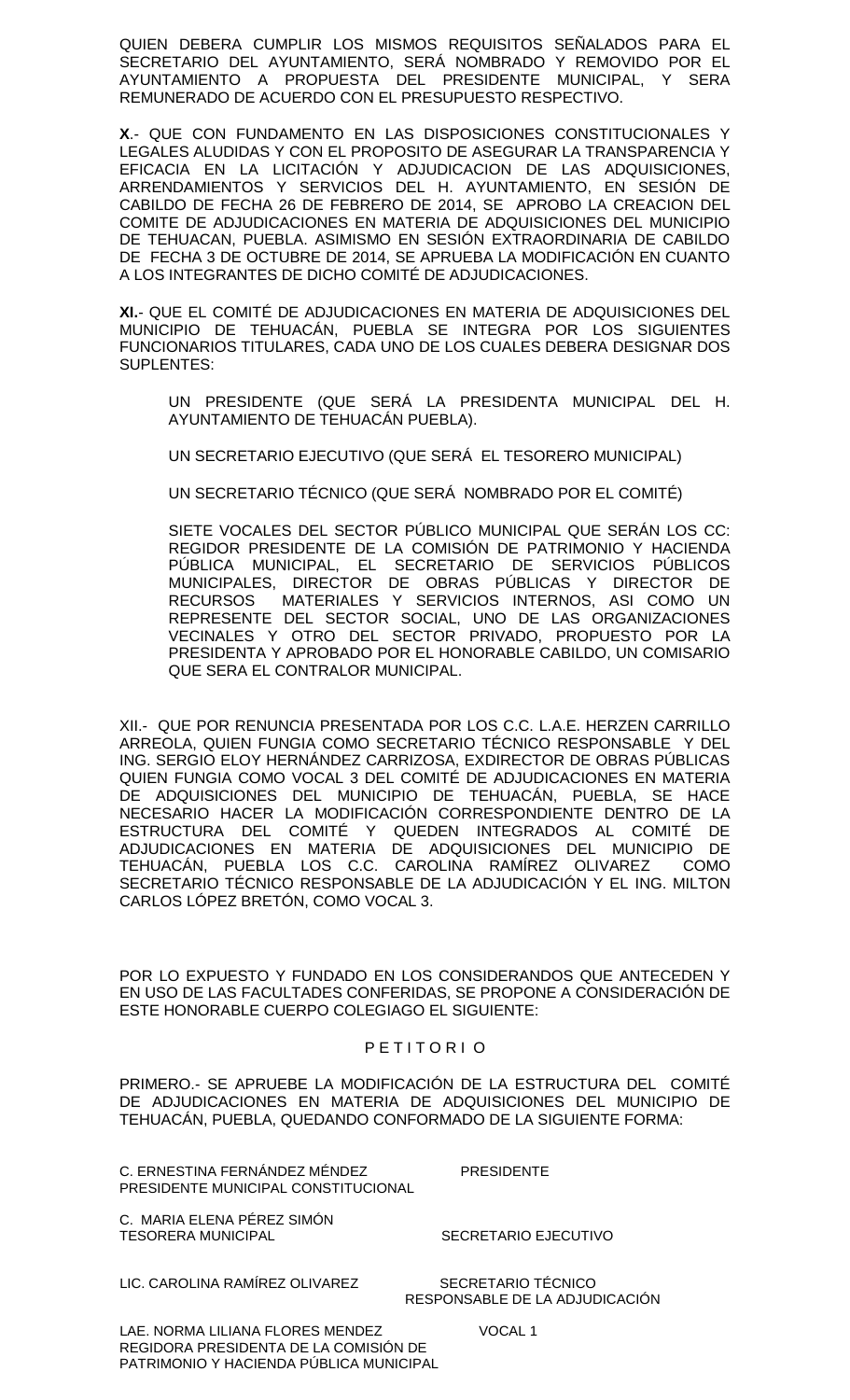QUIEN DEBERA CUMPLIR LOS MISMOS REQUISITOS SEÑALADOS PARA EL SECRETARIO DEL AYUNTAMIENTO, SERÁ NOMBRADO Y REMOVIDO POR EL AYUNTAMIENTO A PROPUESTA DEL PRESIDENTE MUNICIPAL, Y SERA REMUNERADO DE ACUERDO CON EL PRESUPUESTO RESPECTIVO.

**X**.- QUE CON FUNDAMENTO EN LAS DISPOSICIONES CONSTITUCIONALES Y LEGALES ALUDIDAS Y CON EL PROPOSITO DE ASEGURAR LA TRANSPARENCIA Y EFICACIA EN LA LICITACIÓN Y ADJUDICACION DE LAS ADQUISICIONES, ARRENDAMIENTOS Y SERVICIOS DEL H. AYUNTAMIENTO, EN SESIÓN DE CABILDO DE FECHA 26 DE FEBRERO DE 2014, SE APROBO LA CREACION DEL COMITE DE ADJUDICACIONES EN MATERIA DE ADQUISICIONES DEL MUNICIPIO DE TEHUACAN, PUEBLA. ASIMISMO EN SESIÓN EXTRAORDINARIA DE CABILDO DE FECHA 3 DE OCTUBRE DE 2014, SE APRUEBA LA MODIFICACIÓN EN CUANTO A LOS INTEGRANTES DE DICHO COMITÉ DE ADJUDICACIONES.

**XI.**- QUE EL COMITÉ DE ADJUDICACIONES EN MATERIA DE ADQUISICIONES DEL MUNICIPIO DE TEHUACÁN, PUEBLA SE INTEGRA POR LOS SIGUIENTES FUNCIONARIOS TITULARES, CADA UNO DE LOS CUALES DEBERA DESIGNAR DOS SUPLENTES:

UN PRESIDENTE (QUE SERÁ LA PRESIDENTA MUNICIPAL DEL H. AYUNTAMIENTO DE TEHUACÁN PUEBLA).

UN SECRETARIO EJECUTIVO (QUE SERÁ EL TESORERO MUNICIPAL)

UN SECRETARIO TÉCNICO (QUE SERÁ NOMBRADO POR EL COMITÉ)

SIETE VOCALES DEL SECTOR PÚBLICO MUNICIPAL QUE SERÁN LOS CC: REGIDOR PRESIDENTE DE LA COMISIÓN DE PATRIMONIO Y HACIENDA PÚBLICA MUNICIPAL, EL SECRETARIO DE SERVICIOS PÚBLICOS MUNICIPALES, DIRECTOR DE OBRAS PÚBLICAS Y DIRECTOR DE RECURSOS MATERIALES Y SERVICIOS INTERNOS, ASI COMO UN REPRESENTE DEL SECTOR SOCIAL, UNO DE LAS ORGANIZACIONES VECINALES Y OTRO DEL SECTOR PRIVADO, PROPUESTO POR LA PRESIDENTA Y APROBADO POR EL HONORABLE CABILDO, UN COMISARIO QUE SERA EL CONTRALOR MUNICIPAL.

XII.- QUE POR RENUNCIA PRESENTADA POR LOS C.C. L.A.E. HERZEN CARRILLO ARREOLA, QUIEN FUNGIA COMO SECRETARIO TÉCNICO RESPONSABLE Y DEL ING. SERGIO ELOY HERNÁNDEZ CARRIZOSA, EXDIRECTOR DE OBRAS PÚBLICAS QUIEN FUNGIA COMO VOCAL 3 DEL COMITÉ DE ADJUDICACIONES EN MATERIA DE ADQUISICIONES DEL MUNICIPIO DE TEHUACÁN, PUEBLA, SE HACE NECESARIO HACER LA MODIFICACIÓN CORRESPONDIENTE DENTRO DE LA ESTRUCTURA DEL COMITÉ Y QUEDEN INTEGRADOS AL COMITÉ DE ADJUDICACIONES EN MATERIA DE ADQUISICIONES DEL MUNICIPIO DE TEHUACÁN, PUEBLA LOS C.C. CAROLINA RAMÍREZ OLIVAREZ COMO SECRETARIO TÉCNICO RESPONSABLE DE LA ADJUDICACIÓN Y EL ING. MILTON CARLOS LÓPEZ BRETÓN, COMO VOCAL 3.

POR LO EXPUESTO Y FUNDADO EN LOS CONSIDERANDOS QUE ANTECEDEN Y EN USO DE LAS FACULTADES CONFERIDAS, SE PROPONE A CONSIDERACIÓN DE ESTE HONORABLE CUERPO COLEGIAGO EL SIGUIENTE:

## P E T I T O R I O

PRIMERO.- SE APRUEBE LA MODIFICACIÓN DE LA ESTRUCTURA DEL COMITÉ DE ADJUDICACIONES EN MATERIA DE ADQUISICIONES DEL MUNICIPIO DE TEHUACÁN, PUEBLA, QUEDANDO CONFORMADO DE LA SIGUIENTE FORMA:

| | |
|---|---|
| C. ERNESTINA FERNÁNDEZ MÉNDEZ<br>PRESIDENTE MUNICIPAL CONSTITUCIONAL | PRESIDENTE |
| C. MARIA ELENA PÉREZ SIMÓN<br>TESORERA MUNICIPAL | SECRETARIO EJECUTIVO |
| LIC. CAROLINA RAMÍREZ OLIVAREZ | SECRETARIO TÉCNICO<br>RESPONSABLE DE LA ADJUDICACIÓN |
| LAE. NORMA LILIANA FLORES MENDEZ<br>REGIDORA PRESIDENTA DE LA COMISIÓN DE PATRIMONIO Y HACIENDA PÚBLICA MUNICIPAL | VOCAL 1 |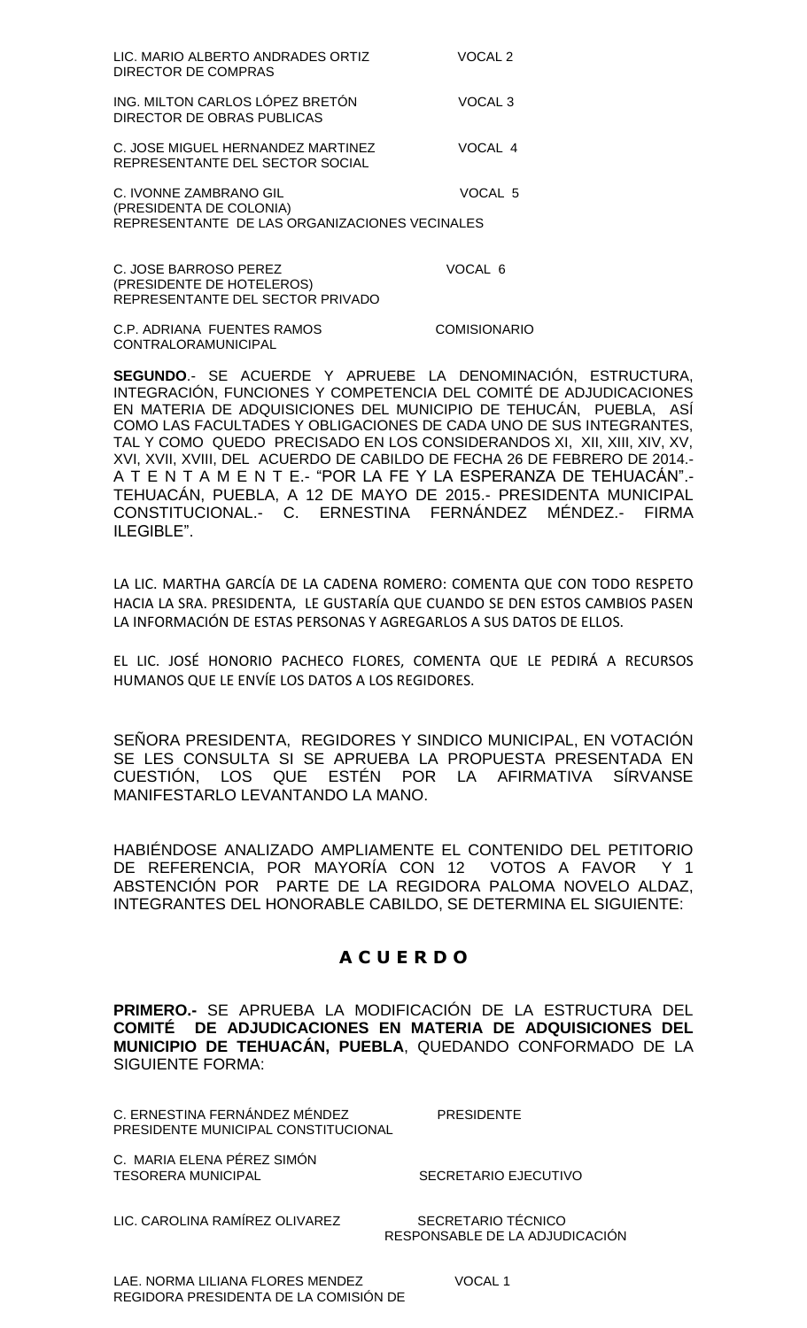LIC. MARIO ALBERTO ANDRADES ORTIZ VOCAL 2
DIRECTOR DE COMPRAS

ING. MILTON CARLOS LÓPEZ BRETÓN VOCAL 3
DIRECTOR DE OBRAS PUBLICAS

C. JOSE MIGUEL HERNANDEZ MARTINEZ VOCAL 4
REPRESENTANTE DEL SECTOR SOCIAL

C. IVONNE ZAMBRANO GIL VOCAL 5
(PRESIDENTA DE COLONIA)
REPRESENTANTE DE LAS ORGANIZACIONES VECINALES

C. JOSE BARROSO PEREZ VOCAL 6
(PRESIDENTE DE HOTELEROS)
REPRESENTANTE DEL SECTOR PRIVADO

C.P. ADRIANA FUENTES RAMOS COMISIONARIO
CONTRALORAMUNICIPAL

**SEGUNDO**.- SE ACUERDE Y APRUEBE LA DENOMINACIÓN, ESTRUCTURA, INTEGRACIÓN, FUNCIONES Y COMPETENCIA DEL COMITÉ DE ADJUDICACIONES EN MATERIA DE ADQUISICIONES DEL MUNICIPIO DE TEHUCÁN, PUEBLA, ASÍ COMO LAS FACULTADES Y OBLIGACIONES DE CADA UNO DE SUS INTEGRANTES, TAL Y COMO QUEDO PRECISADO EN LOS CONSIDERANDOS XI, XII, XIII, XIV, XV, XVI, XVII, XVIII, DEL ACUERDO DE CABILDO DE FECHA 26 DE FEBRERO DE 2014.- A T E N T A M E N T E.- "POR LA FE Y LA ESPERANZA DE TEHUACÁN".- TEHUACÁN, PUEBLA, A 12 DE MAYO DE 2015.- PRESIDENTA MUNICIPAL CONSTITUCIONAL.- C. ERNESTINA FERNÁNDEZ MÉNDEZ.- FIRMA ILEGIBLE".

LA LIC. MARTHA GARCÍA DE LA CADENA ROMERO: COMENTA QUE CON TODO RESPETO HACIA LA SRA. PRESIDENTA, LE GUSTARÍA QUE CUANDO SE DEN ESTOS CAMBIOS PASEN LA INFORMACIÓN DE ESTAS PERSONAS Y AGREGARLOS A SUS DATOS DE ELLOS.

EL LIC. JOSÉ HONORIO PACHECO FLORES, COMENTA QUE LE PEDIRÁ A RECURSOS HUMANOS QUE LE ENVÍE LOS DATOS A LOS REGIDORES.

SEÑORA PRESIDENTA, REGIDORES Y SINDICO MUNICIPAL, EN VOTACIÓN SE LES CONSULTA SI SE APRUEBA LA PROPUESTA PRESENTADA EN CUESTIÓN, LOS QUE ESTÉN POR LA AFIRMATIVA SÍRVANSE MANIFESTARLO LEVANTANDO LA MANO.

HABIÉNDOSE ANALIZADO AMPLIAMENTE EL CONTENIDO DEL PETITORIO DE REFERENCIA, POR MAYORÍA CON 12 VOTOS A FAVOR Y 1 ABSTENCIÓN POR PARTE DE LA REGIDORA PALOMA NOVELO ALDAZ, INTEGRANTES DEL HONORABLE CABILDO, SE DETERMINA EL SIGUIENTE:

## A C U E R D O

**PRIMERO.-** SE APRUEBA LA MODIFICACIÓN DE LA ESTRUCTURA DEL **COMITÉ DE ADJUDICACIONES EN MATERIA DE ADQUISICIONES DEL MUNICIPIO DE TEHUACÁN, PUEBLA**, QUEDANDO CONFORMADO DE LA SIGUIENTE FORMA:

C. ERNESTINA FERNÁNDEZ MÉNDEZ PRESIDENTE
PRESIDENTE MUNICIPAL CONSTITUCIONAL

C. MARIA ELENA PÉREZ SIMÓN
TESORERA MUNICIPAL SECRETARIO EJECUTIVO

LIC. CAROLINA RAMÍREZ OLIVAREZ SECRETARIO TÉCNICO
RESPONSABLE DE LA ADJUDICACIÓN

LAE. NORMA LILIANA FLORES MENDEZ VOCAL 1
REGIDORA PRESIDENTA DE LA COMISIÓN DE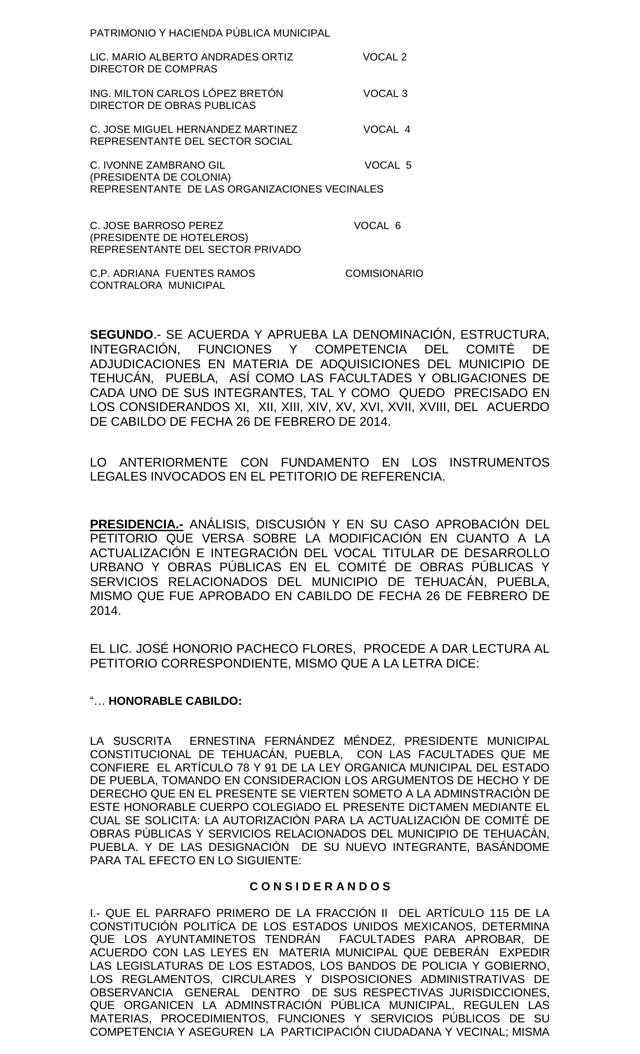PATRIMONIO Y HACIENDA PÚBLICA MUNICIPAL

| | |
|---|---|
| LIC. MARIO ALBERTO ANDRADES ORTIZ<br>DIRECTOR DE COMPRAS | VOCAL 2 |
| ING. MILTON CARLOS LÓPEZ BRETÓN<br>DIRECTOR DE OBRAS PUBLICAS | VOCAL 3 |
| C. JOSE MIGUEL HERNANDEZ MARTINEZ<br>REPRESENTANTE DEL SECTOR SOCIAL | VOCAL 4 |
| C. IVONNE ZAMBRANO GIL<br>(PRESIDENTA DE COLONIA)<br>REPRESENTANTE DE LAS ORGANIZACIONES VECINALES | VOCAL 5 |
| C. JOSE BARROSO PEREZ<br>(PRESIDENTE DE HOTELEROS)<br>REPRESENTANTE DEL SECTOR PRIVADO | VOCAL 6 |
| C.P. ADRIANA FUENTES RAMOS<br>CONTRALORA MUNICIPAL | COMISIONARIO |

**SEGUNDO**.- SE ACUERDA Y APRUEBA LA DENOMINACIÓN, ESTRUCTURA, INTEGRACIÓN, FUNCIONES Y COMPETENCIA DEL COMITÉ DE ADJUDICACIONES EN MATERIA DE ADQUISICIONES DEL MUNICIPIO DE TEHUCÁN, PUEBLA, ASÍ COMO LAS FACULTADES Y OBLIGACIONES DE CADA UNO DE SUS INTEGRANTES, TAL Y COMO QUEDO PRECISADO EN LOS CONSIDERANDOS XI, XII, XIII, XIV, XV, XVI, XVII, XVIII, DEL ACUERDO DE CABILDO DE FECHA 26 DE FEBRERO DE 2014.

LO ANTERIORMENTE CON FUNDAMENTO EN LOS INSTRUMENTOS LEGALES INVOCADOS EN EL PETITORIO DE REFERENCIA.

**PRESIDENCIA.-** ANÁLISIS, DISCUSIÓN Y EN SU CASO APROBACIÓN DEL PETITORIO QUE VERSA SOBRE LA MODIFICACIÓN EN CUANTO A LA ACTUALIZACIÓN E INTEGRACIÓN DEL VOCAL TITULAR DE DESARROLLO URBANO Y OBRAS PÚBLICAS EN EL COMITÉ DE OBRAS PÚBLICAS Y SERVICIOS RELACIONADOS DEL MUNICIPIO DE TEHUACÁN, PUEBLA, MISMO QUE FUE APROBADO EN CABILDO DE FECHA 26 DE FEBRERO DE 2014.

EL LIC. JOSÉ HONORIO PACHECO FLORES, PROCEDE A DAR LECTURA AL PETITORIO CORRESPONDIENTE, MISMO QUE A LA LETRA DICE:

"… **HONORABLE CABILDO:**

LA SUSCRITA ERNESTINA FERNÁNDEZ MÉNDEZ, PRESIDENTE MUNICIPAL CONSTITUCIONAL DE TEHUACÁN, PUEBLA, CON LAS FACULTADES QUE ME CONFIERE EL ARTÍCULO 78 Y 91 DE LA LEY ORGANICA MUNICIPAL DEL ESTADO DE PUEBLA, TOMANDO EN CONSIDERACION LOS ARGUMENTOS DE HECHO Y DE DERECHO QUE EN EL PRESENTE SE VIERTEN SOMETO A LA ADMINSTRACIÒN DE ESTE HONORABLE CUERPO COLEGIADO EL PRESENTE DICTAMEN MEDIANTE EL CUAL SE SOLICITA: LA AUTORIZACIÒN PARA LA ACTUALIZACIÒN DE COMITÈ DE OBRAS PÙBLICAS Y SERVICIOS RELACIONADOS DEL MUNICIPIO DE TEHUACÀN, PUEBLA. Y DE LAS DESIGNACIÒN DE SU NUEVO INTEGRANTE, BASÁNDOME PARA TAL EFECTO EN LO SIGUIENTE:

**C O N S I D E R A N D O S**

I.- QUE EL PARRAFO PRIMERO DE LA FRACCIÓN II DEL ARTÍCULO 115 DE LA CONSTITUCIÓN POLITÍCA DE LOS ESTADOS UNIDOS MEXICANOS, DETERMINA QUE LOS AYUNTAMINETOS TENDRÁN FACULTADES PARA APROBAR, DE ACUERDO CON LAS LEYES EN MATERIA MUNICIPAL QUE DEBERÁN EXPEDIR LAS LEGISLATURAS DE LOS ESTADOS, LOS BANDOS DE POLICIA Y GOBIERNO, LOS REGLAMENTOS, CIRCULARES Y DISPOSICIONES ADMINISTRATIVAS DE OBSERVANCIA GENERAL DENTRO DE SUS RESPECTIVAS JURISDICCIONES, QUE ORGANICEN LA ADMINSTRACIÓN PÚBLICA MUNICIPAL, REGULEN LAS MATERIAS, PROCEDIMIENTOS, FUNCIONES Y SERVICIOS PÚBLICOS DE SU COMPETENCIA Y ASEGUREN LA PARTICIPACIÓN CIUDADANA Y VECINAL; MISMA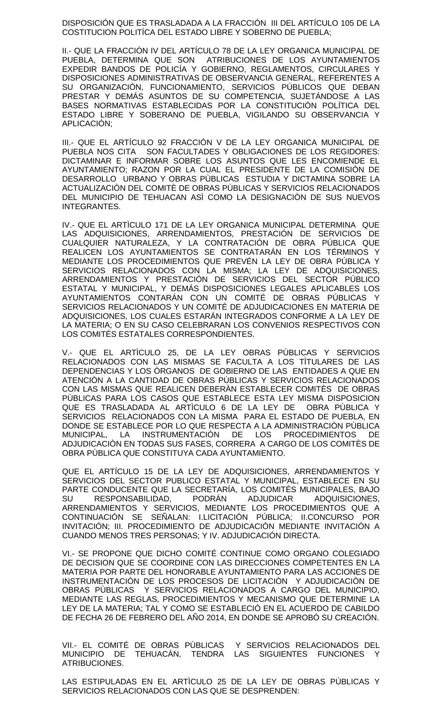DISPOSICIÓN QUE ES TRASLADADA A LA FRACCIÓN III DEL ARTÍCULO 105 DE LA COSTITUCION POLITÍCA DEL ESTADO LIBRE Y SOBERNO DE PUEBLA;

II.- QUE LA FRACCIÓN IV DEL ARTÍCULO 78 DE LA LEY ORGANICA MUNICIPAL DE PUEBLA, DETERMINA QUE SON ATRIBUCIONES DE LOS AYUNTAMIENTOS EXPEDIR BANDOS DE POLICÍA Y GOBIERNO, REGLAMENTOS, CIRCULARES Y DISPOSICIONES ADMINISTRATIVAS DE OBSERVANCIA GENERAL, REFERENTES A SU ORGANIZACIÓN, FUNCIONAMIENTO, SERVICIOS PÚBLICOS QUE DEBAN PRESTAR Y DEMÁS ASUNTOS DE SU COMPETENCIA, SUJETÁNDOSE A LAS BASES NORMATIVAS ESTABLECIDAS POR LA CONSTITUCIÓN POLÍTICA DEL ESTADO LIBRE Y SOBERANO DE PUEBLA, VIGILANDO SU OBSERVANCIA Y APLICACIÓN;

III.- QUE EL ARTÍCULO 92 FRACCIÓN V DE LA LEY ORGANICA MUNICIPAL DE PUEBLA NOS CITA SON FACULTADES Y OBLIGACIONES DE LOS REGIDORES: DICTAMINAR E INFORMAR SOBRE LOS ASUNTOS QUE LES ENCOMIENDE EL AYUNTAMIENTO; RAZON POR LA CUAL EL PRESIDENTE DE LA COMISIÒN DE DESARROLLO URBANO Y OBRAS PÙBLICAS ESTUDIA Y DICTAMINA SOBRE LA ACTUALIZACIÒN DEL COMITÈ DE OBRAS PÙBLICAS Y SERVICIOS RELACIONADOS DEL MUNICIPIO DE TEHUACAN ASÌ COMO LA DESIGNACIÒN DE SUS NUEVOS INTEGRANTES.

IV.- QUE EL ARTÌCULO 171 DE LA LEY ORGANICA MUNICIPAL DETERMINA QUE LAS ADQUISICIONES, ARRENDAMIENTOS, PRESTACIÓN DE SERVICIOS DE CUALQUIER NATURALEZA, Y LA CONTRATACIÓN DE OBRA PÚBLICA QUE REALICEN LOS AYUNTAMIENTOS SE CONTRATARÁN EN LOS TÉRMINOS Y MEDIANTE LOS PROCEDIMIENTOS QUE PREVÉN LA LEY DE OBRA PÚBLICA Y SERVICIOS RELACIONADOS CON LA MISMA; LA LEY DE ADQUISICIONES, ARRENDAMIENTOS Y PRESTACIÓN DE SERVICIOS DEL SECTOR PÚBLICO ESTATAL Y MUNICIPAL, Y DEMÁS DISPOSICIONES LEGALES APLICABLES LOS AYUNTAMIENTOS CONTARÁN CON UN COMITÉ DE OBRAS PÚBLICAS Y SERVICIOS RELACIONADOS Y UN COMITÉ DE ADJUDICACIONES EN MATERIA DE ADQUISICIONES, LOS CUALES ESTARÁN INTEGRADOS CONFORME A LA LEY DE LA MATERIA; O EN SU CASO CELEBRARAN LOS CONVENIOS RESPECTIVOS CON LOS COMITÉS ESTATALES CORRESPONDIENTES.

V.- QUE EL ARTÌCULO 25, DE LA LEY OBRAS PÙBLICAS Y SERVICIOS RELACIONADOS CON LAS MISMAS SE FACULTA A LOS TÌTULARES DE LAS DEPENDENCIAS Y LOS ÒRGANOS DE GOBIERNO DE LAS ENTIDADES A QUE EN ATENCIÒN A LA CANTIDAD DE OBRAS PÙBLICAS Y SERVICIOS RELACIONADOS CON LAS MISMAS QUE REALICEN DEBERÀN ESTABLECER COMITÈS DE OBRAS PÙBLICAS PARA LOS CASOS QUE ESTABLECE ESTA LEY MISMA DISPOSICION QUE ES TRASLADADA AL ARTÌCULO 6 DE LA LEY DE OBRA PÙBLICA Y SERVICIOS RELACIONADOS CON LA MISMA PARA EL ESTADO DE PUEBLA, EN DONDE SE ESTABLECE POR LO QUE RESPECTA A LA ADMINISTRACIÒN PÙBLICA MUNICIPAL, LA INSTRUMENTACIÒN DE LOS PROCEDIMIENTOS DE ADJUDICACIÒN EN TODAS SUS FASES, CORRERA A CARGO DE LOS COMITÈS DE OBRA PÙBLICA QUE CONSTITUYA CADA AYUNTAMIENTO.

QUE EL ARTÍCULO 15 DE LA LEY DE ADQUISICIONES, ARRENDAMIENTOS Y SERVICIOS DEL SECTOR PUBLICO ESTATAL Y MUNICIPAL, ESTABLECE EN SU PARTE CONDUCENTE QUE LA SECRETARÍA, LOS COMITÉS MUNICIPALES, BAJO SU RESPONSABILIDAD, PODRÁN ADJUDICAR ADQUISICIONES, ARRENDAMIENTOS Y SERVICIOS, MEDIANTE LOS PROCEDIMIENTOS QUE A CONTINUACIÓN SE SEÑALAN: I.LICITACIÓN PÚBLICA; II.CONCURSO POR INVITACIÓN; III. PROCEDIMIENTO DE ADJUDICACIÓN MEDIANTE INVITACIÓN A CUANDO MENOS TRES PERSONAS; Y IV. ADJUDICACIÓN DIRECTA.

VI.- SE PROPONE QUE DICHO COMITÉ CONTINUE COMO ORGANO COLEGIADO DE DECISION QUE SE COORDINE CON LAS DIRECCIONES COMPETENTES EN LA MATERIA POR PARTE DEL HONORABLE AYUNTAMIENTO PARA LAS ACCIONES DE INSTRUMENTACIÒN DE LOS PROCESOS DE LICITACIÒN Y ADJUDICACIÒN DE OBRAS PÙBLICAS Y SERVICIOS RELACIONADOS A CARGO DEL MUNICIPIO, MEDIANTE LAS REGLAS, PROCEDIMIENTOS Y MECANISMO QUE DETERMINE LA LEY DE LA MATERIA; TAL Y COMO SE ESTABLECIÓ EN EL ACUERDO DE CABILDO DE FECHA 26 DE FEBRERO DEL AÑO 2014, EN DONDE SE APROBÓ SU CREACIÓN.

VII.- EL COMITÉ DE OBRAS PÙBLICAS Y SERVICIOS RELACIONADOS DEL MUNICIPIO DE TEHUACÀN, TENDRA LAS SIGUIENTES FUNCIONES Y ATRIBUCIONES.

LAS ESTIPULADAS EN EL ARTÌCULO 25 DE LA LEY DE OBRAS PÙBLICAS Y SERVICIOS RELACIONADOS CON LAS QUE SE DESPRENDEN: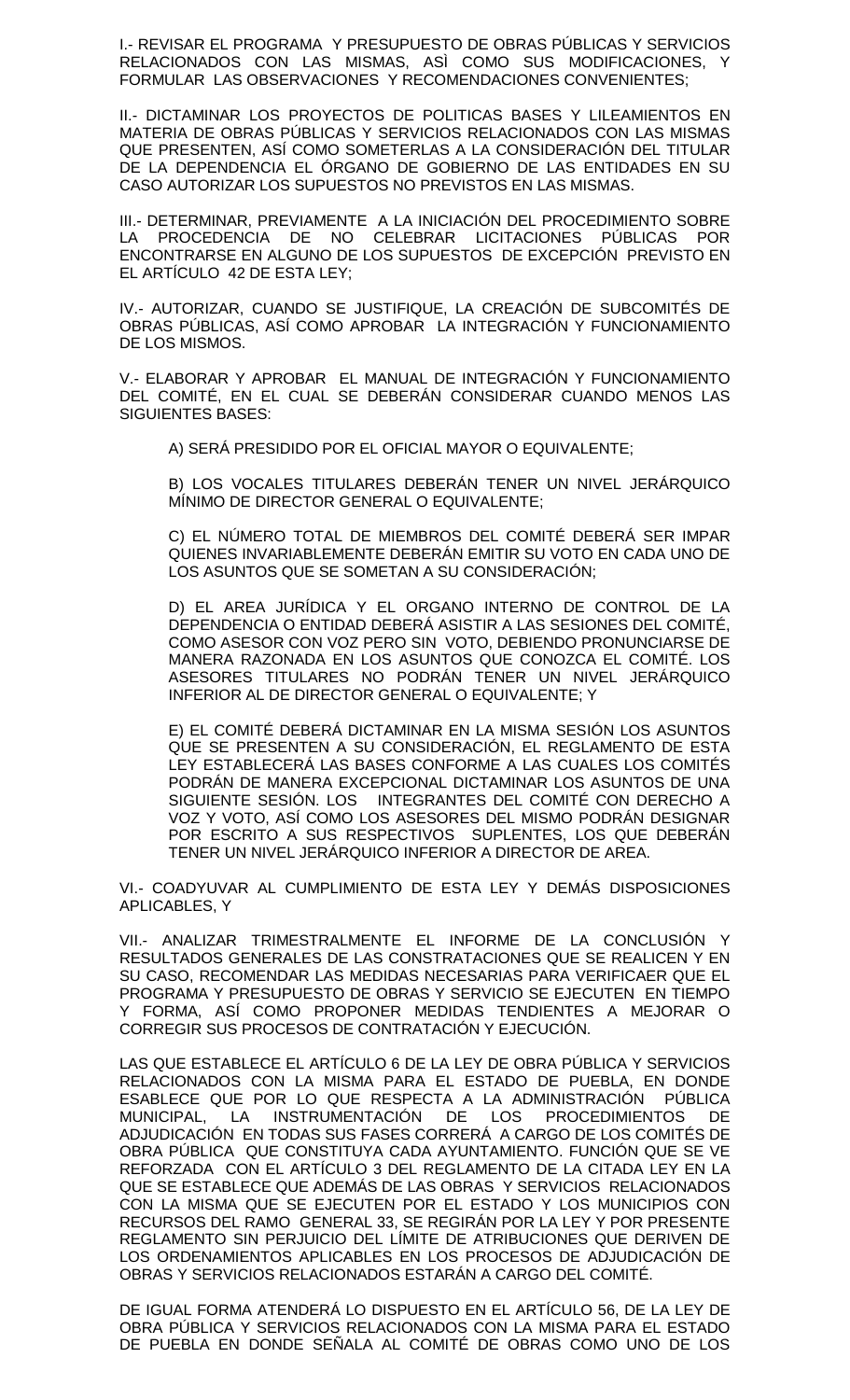I.- REVISAR EL PROGRAMA Y PRESUPUESTO DE OBRAS PÚBLICAS Y SERVICIOS RELACIONADOS CON LAS MISMAS, ASÌ COMO SUS MODIFICACIONES, Y FORMULAR LAS OBSERVACIONES Y RECOMENDACIONES CONVENIENTES;

II.- DICTAMINAR LOS PROYECTOS DE POLITICAS BASES Y LILEAMIENTOS EN MATERIA DE OBRAS PÚBLICAS Y SERVICIOS RELACIONADOS CON LAS MISMAS QUE PRESENTEN, ASÍ COMO SOMETERLAS A LA CONSIDERACIÓN DEL TITULAR DE LA DEPENDENCIA EL ÓRGANO DE GOBIERNO DE LAS ENTIDADES EN SU CASO AUTORIZAR LOS SUPUESTOS NO PREVISTOS EN LAS MISMAS.

III.- DETERMINAR, PREVIAMENTE A LA INICIACIÓN DEL PROCEDIMIENTO SOBRE LA PROCEDENCIA DE NO CELEBRAR LICITACIONES PÚBLICAS POR ENCONTRARSE EN ALGUNO DE LOS SUPUESTOS DE EXCEPCIÓN PREVISTO EN EL ARTÍCULO 42 DE ESTA LEY;

IV.- AUTORIZAR, CUANDO SE JUSTIFIQUE, LA CREACIÓN DE SUBCOMITÉS DE OBRAS PÚBLICAS, ASÍ COMO APROBAR LA INTEGRACIÓN Y FUNCIONAMIENTO DE LOS MISMOS.

V.- ELABORAR Y APROBAR EL MANUAL DE INTEGRACIÓN Y FUNCIONAMIENTO DEL COMITÉ, EN EL CUAL SE DEBERÁN CONSIDERAR CUANDO MENOS LAS SIGUIENTES BASES:

> A) SERÁ PRESIDIDO POR EL OFICIAL MAYOR O EQUIVALENTE;
>
> B) LOS VOCALES TITULARES DEBERÁN TENER UN NIVEL JERÁRQUICO MÍNIMO DE DIRECTOR GENERAL O EQUIVALENTE;
>
> C) EL NÚMERO TOTAL DE MIEMBROS DEL COMITÉ DEBERÁ SER IMPAR QUIENES INVARIABLEMENTE DEBERÁN EMITIR SU VOTO EN CADA UNO DE LOS ASUNTOS QUE SE SOMETAN A SU CONSIDERACIÓN;
>
> D) EL AREA JURÍDICA Y EL ORGANO INTERNO DE CONTROL DE LA DEPENDENCIA O ENTIDAD DEBERÁ ASISTIR A LAS SESIONES DEL COMITÉ, COMO ASESOR CON VOZ PERO SIN VOTO, DEBIENDO PRONUNCIARSE DE MANERA RAZONADA EN LOS ASUNTOS QUE CONOZCA EL COMITÉ. LOS ASESORES TITULARES NO PODRÁN TENER UN NIVEL JERÁRQUICO INFERIOR AL DE DIRECTOR GENERAL O EQUIVALENTE; Y
>
> E) EL COMITÉ DEBERÁ DICTAMINAR EN LA MISMA SESIÓN LOS ASUNTOS QUE SE PRESENTEN A SU CONSIDERACIÓN, EL REGLAMENTO DE ESTA LEY ESTABLECERÁ LAS BASES CONFORME A LAS CUALES LOS COMITÉS PODRÁN DE MANERA EXCEPCIONAL DICTAMINAR LOS ASUNTOS DE UNA SIGUIENTE SESIÓN. LOS INTEGRANTES DEL COMITÉ CON DERECHO A VOZ Y VOTO, ASÍ COMO LOS ASESORES DEL MISMO PODRÁN DESIGNAR POR ESCRITO A SUS RESPECTIVOS SUPLENTES, LOS QUE DEBERÁN TENER UN NIVEL JERÁRQUICO INFERIOR A DIRECTOR DE AREA.

VI.- COADYUVAR AL CUMPLIMIENTO DE ESTA LEY Y DEMÁS DISPOSICIONES APLICABLES, Y

VII.- ANALIZAR TRIMESTRALMENTE EL INFORME DE LA CONCLUSIÓN Y RESULTADOS GENERALES DE LAS CONSTRATACIONES QUE SE REALICEN Y EN SU CASO, RECOMENDAR LAS MEDIDAS NECESARIAS PARA VERIFICAER QUE EL PROGRAMA Y PRESUPUESTO DE OBRAS Y SERVICIO SE EJECUTEN EN TIEMPO Y FORMA, ASÍ COMO PROPONER MEDIDAS TENDIENTES A MEJORAR O CORREGIR SUS PROCESOS DE CONTRATACIÓN Y EJECUCIÓN.

LAS QUE ESTABLECE EL ARTÍCULO 6 DE LA LEY DE OBRA PÚBLICA Y SERVICIOS RELACIONADOS CON LA MISMA PARA EL ESTADO DE PUEBLA, EN DONDE ESABLECE QUE POR LO QUE RESPECTA A LA ADMINISTRACIÓN PÚBLICA MUNICIPAL, LA INSTRUMENTACIÓN DE LOS PROCEDIMIENTOS DE ADJUDICACIÓN EN TODAS SUS FASES CORRERÁ A CARGO DE LOS COMITÉS DE OBRA PÚBLICA QUE CONSTITUYA CADA AYUNTAMIENTO. FUNCIÓN QUE SE VE REFORZADA CON EL ARTÍCULO 3 DEL REGLAMENTO DE LA CITADA LEY EN LA QUE SE ESTABLECE QUE ADEMÁS DE LAS OBRAS Y SERVICIOS RELACIONADOS CON LA MISMA QUE SE EJECUTEN POR EL ESTADO Y LOS MUNICIPIOS CON RECURSOS DEL RAMO GENERAL 33, SE REGIRÁN POR LA LEY Y POR PRESENTE REGLAMENTO SIN PERJUICIO DEL LÍMITE DE ATRIBUCIONES QUE DERIVEN DE LOS ORDENAMIENTOS APLICABLES EN LOS PROCESOS DE ADJUDICACIÓN DE OBRAS Y SERVICIOS RELACIONADOS ESTARÁN A CARGO DEL COMITÉ.

DE IGUAL FORMA ATENDERÁ LO DISPUESTO EN EL ARTÍCULO 56, DE LA LEY DE OBRA PÚBLICA Y SERVICIOS RELACIONADOS CON LA MISMA PARA EL ESTADO DE PUEBLA EN DONDE SEÑALA AL COMITÉ DE OBRAS COMO UNO DE LOS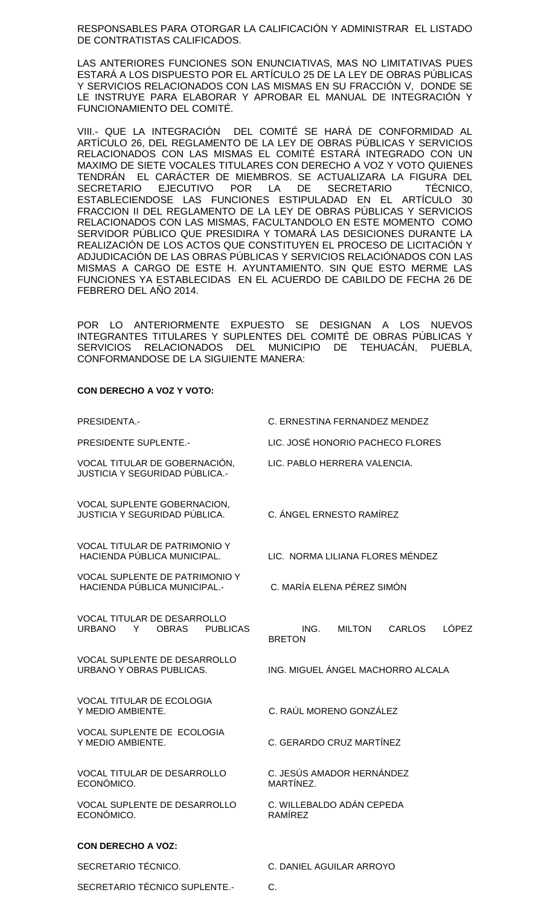RESPONSABLES PARA OTORGAR LA CALIFICACIÓN Y ADMINISTRAR EL LISTADO DE CONTRATISTAS CALIFICADOS.

LAS ANTERIORES FUNCIONES SON ENUNCIATIVAS, MAS NO LIMITATIVAS PUES ESTARÁ A LOS DISPUESTO POR EL ARTÍCULO 25 DE LA LEY DE OBRAS PÚBLICAS Y SERVICIOS RELACIONADOS CON LAS MISMAS EN SU FRACCIÓN V, DONDE SE LE INSTRUYE PARA ELABORAR Y APROBAR EL MANUAL DE INTEGRACIÓN Y FUNCIONAMIENTO DEL COMITÉ.

VIII.- QUE LA INTEGRACIÓN DEL COMITÉ SE HARÁ DE CONFORMIDAD AL ARTÍCULO 26, DEL REGLAMENTO DE LA LEY DE OBRAS PÚBLICAS Y SERVICIOS RELACIONADOS CON LAS MISMAS EL COMITÉ ESTARÁ INTEGRADO CON UN MAXIMO DE SIETE VOCALES TITULARES CON DERECHO A VOZ Y VOTO QUIENES TENDRÁN EL CARÁCTER DE MIEMBROS. SE ACTUALIZARA LA FIGURA DEL SECRETARIO EJECUTIVO POR LA DE SECRETARIO TÉCNICO, ESTABLECIENDOSE LAS FUNCIONES ESTIPULADAD EN EL ARTÍCULO 30 FRACCION II DEL REGLAMENTO DE LA LEY DE OBRAS PÚBLICAS Y SERVICIOS RELACIONADOS CON LAS MISMAS, FACULTANDOLO EN ESTE MOMENTO COMO SERVIDOR PÚBLICO QUE PRESIDIRA Y TOMARÁ LAS DESICIONES DURANTE LA REALIZACIÓN DE LOS ACTOS QUE CONSTITUYEN EL PROCESO DE LICITACIÓN Y ADJUDICACIÓN DE LAS OBRAS PÚBLICAS Y SERVICIOS RELACIÓNADOS CON LAS MISMAS A CARGO DE ESTE H. AYUNTAMIENTO. SIN QUE ESTO MERME LAS FUNCIONES YA ESTABLECIDAS EN EL ACUERDO DE CABILDO DE FECHA 26 DE FEBRERO DEL AÑO 2014.

POR LO ANTERIORMENTE EXPUESTO SE DESIGNAN A LOS NUEVOS INTEGRANTES TITULARES Y SUPLENTES DEL COMITÉ DE OBRAS PÚBLICAS Y SERVICIOS RELACIONADOS DEL MUNICIPIO DE TEHUACÁN, PUEBLA, CONFORMANDOSE DE LA SIGUIENTE MANERA:

**CON DERECHO A VOZ Y VOTO:**

| | |
|---|---|
| PRESIDENTA.- | C. ERNESTINA FERNANDEZ MENDEZ |
| PRESIDENTE SUPLENTE.- | LIC. JOSÉ HONORIO PACHECO FLORES |
| VOCAL TITULAR DE GOBERNACIÓN, JUSTICIA Y SEGURIDAD PÚBLICA.- | LIC. PABLO HERRERA VALENCIA. |
| VOCAL SUPLENTE GOBERNACION, JUSTICIA Y SEGURIDAD PÚBLICA. | C. ÁNGEL ERNESTO RAMÍREZ |
| VOCAL TITULAR DE PATRIMONIO Y HACIENDA PÚBLICA MUNICIPAL. | LIC. NORMA LILIANA FLORES MÉNDEZ |
| VOCAL SUPLENTE DE PATRIMONIO Y HACIENDA PÚBLICA MUNICIPAL.- | C. MARÍA ELENA PÉREZ SIMÓN |
| VOCAL TITULAR DE DESARROLLO URBANO Y OBRAS PUBLICAS | ING. MILTON CARLOS LÓPEZ BRETON |
| VOCAL SUPLENTE DE DESARROLLO URBANO Y OBRAS PUBLICAS. | ING. MIGUEL ÁNGEL MACHORRO ALCALA |
| VOCAL TITULAR DE ECOLOGIA Y MEDIO AMBIENTE. | C. RAÚL MORENO GONZÁLEZ |
| VOCAL SUPLENTE DE ECOLOGIA Y MEDIO AMBIENTE. | C. GERARDO CRUZ MARTÍNEZ |
| VOCAL TITULAR DE DESARROLLO ECONÓMICO. | C. JESÚS AMADOR HERNÁNDEZ MARTÍNEZ. |
| VOCAL SUPLENTE DE DESARROLLO ECONÓMICO. | C. WILLEBALDO ADÁN CEPEDA RAMÍREZ |

**CON DERECHO A VOZ:**

| | |
|---|---|
| SECRETARIO TÉCNICO. | C. DANIEL AGUILAR ARROYO |
| SECRETARIO TÉCNICO SUPLENTE.- | C. |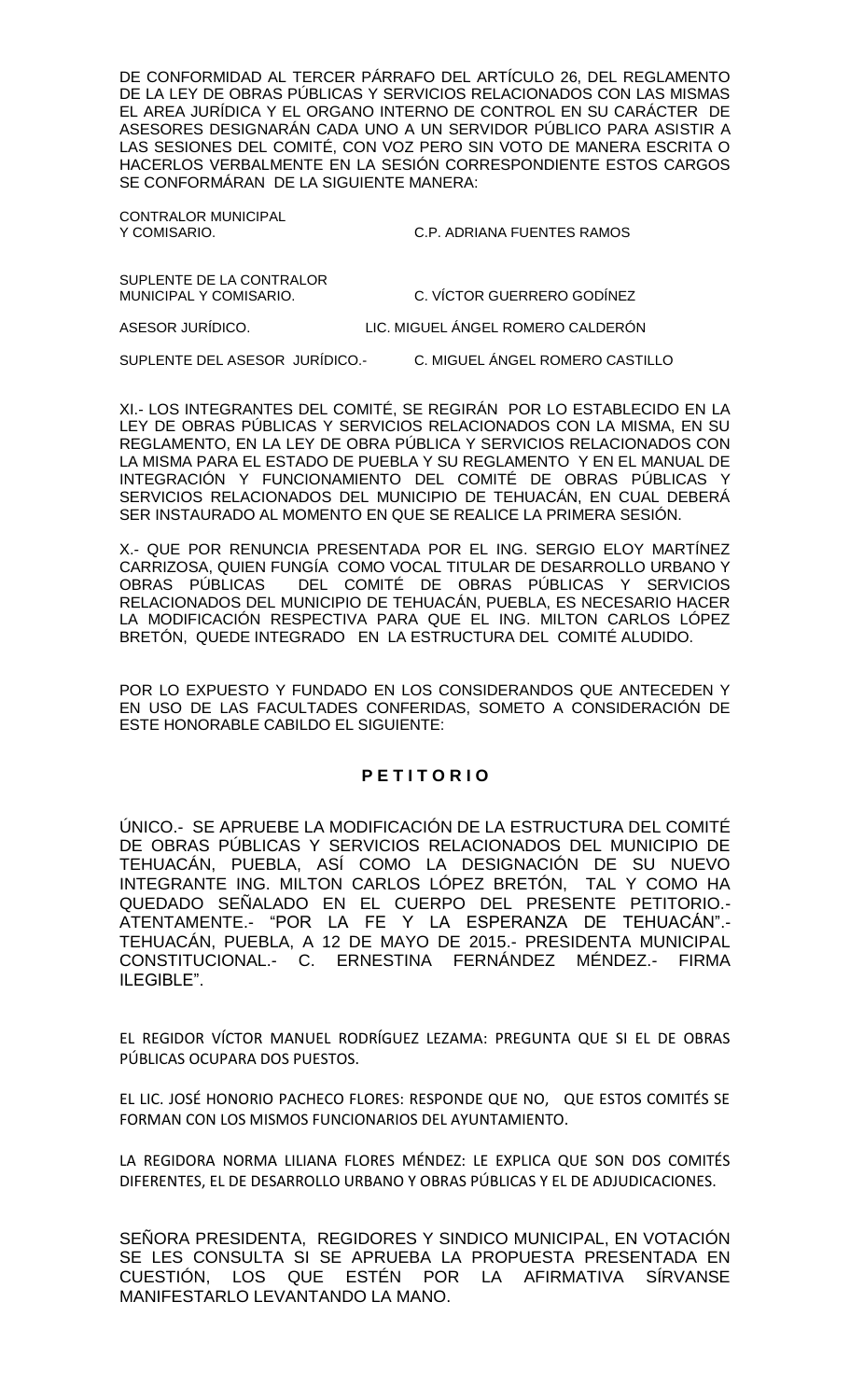DE CONFORMIDAD AL TERCER PÁRRAFO DEL ARTÍCULO 26, DEL REGLAMENTO DE LA LEY DE OBRAS PÚBLICAS Y SERVICIOS RELACIONADOS CON LAS MISMAS EL AREA JURÍDICA Y EL ORGANO INTERNO DE CONTROL EN SU CARÁCTER DE ASESORES DESIGNARÁN CADA UNO A UN SERVIDOR PÚBLICO PARA ASISTIR A LAS SESIONES DEL COMITÉ, CON VOZ PERO SIN VOTO DE MANERA ESCRITA O HACERLOS VERBALMENTE EN LA SESIÓN CORRESPONDIENTE ESTOS CARGOS SE CONFORMÁRAN DE LA SIGUIENTE MANERA:

| | |
|---|---|
| CONTRALOR MUNICIPAL Y COMISARIO. | C.P. ADRIANA FUENTES RAMOS |
| SUPLENTE DE LA CONTRALOR MUNICIPAL Y COMISARIO. | C. VÍCTOR GUERRERO GODÍNEZ |
| ASESOR JURÍDICO. | LIC. MIGUEL ÁNGEL ROMERO CALDERÓN |
| SUPLENTE DEL ASESOR JURÍDICO.- | C. MIGUEL ÁNGEL ROMERO CASTILLO |

XI.- LOS INTEGRANTES DEL COMITÉ, SE REGIRÁN POR LO ESTABLECIDO EN LA LEY DE OBRAS PÚBLICAS Y SERVICIOS RELACIONADOS CON LA MISMA, EN SU REGLAMENTO, EN LA LEY DE OBRA PÚBLICA Y SERVICIOS RELACIONADOS CON LA MISMA PARA EL ESTADO DE PUEBLA Y SU REGLAMENTO Y EN EL MANUAL DE INTEGRACIÓN Y FUNCIONAMIENTO DEL COMITÉ DE OBRAS PÚBLICAS Y SERVICIOS RELACIONADOS DEL MUNICIPIO DE TEHUACÁN, EN CUAL DEBERÁ SER INSTAURADO AL MOMENTO EN QUE SE REALICE LA PRIMERA SESIÓN.

X.- QUE POR RENUNCIA PRESENTADA POR EL ING. SERGIO ELOY MARTÍNEZ CARRIZOSA, QUIEN FUNGÍA COMO VOCAL TITULAR DE DESARROLLO URBANO Y OBRAS PÚBLICAS DEL COMITÉ DE OBRAS PÚBLICAS Y SERVICIOS RELACIONADOS DEL MUNICIPIO DE TEHUACÁN, PUEBLA, ES NECESARIO HACER LA MODIFICACIÓN RESPECTIVA PARA QUE EL ING. MILTON CARLOS LÓPEZ BRETÓN, QUEDE INTEGRADO EN LA ESTRUCTURA DEL COMITÉ ALUDIDO.

POR LO EXPUESTO Y FUNDADO EN LOS CONSIDERANDOS QUE ANTECEDEN Y EN USO DE LAS FACULTADES CONFERIDAS, SOMETO A CONSIDERACIÓN DE ESTE HONORABLE CABILDO EL SIGUIENTE:

**P E T I T O R I O**

ÚNICO.- SE APRUEBE LA MODIFICACIÓN DE LA ESTRUCTURA DEL COMITÉ DE OBRAS PÚBLICAS Y SERVICIOS RELACIONADOS DEL MUNICIPIO DE TEHUACÁN, PUEBLA, ASÍ COMO LA DESIGNACIÓN DE SU NUEVO INTEGRANTE ING. MILTON CARLOS LÓPEZ BRETÓN, TAL Y COMO HA QUEDADO SEÑALADO EN EL CUERPO DEL PRESENTE PETITORIO.- ATENTAMENTE.- "POR LA FE Y LA ESPERANZA DE TEHUACÁN".- TEHUACÁN, PUEBLA, A 12 DE MAYO DE 2015.- PRESIDENTA MUNICIPAL CONSTITUCIONAL.- C. ERNESTINA FERNÁNDEZ MÉNDEZ.- FIRMA ILEGIBLE".

EL REGIDOR VÍCTOR MANUEL RODRÍGUEZ LEZAMA: PREGUNTA QUE SI EL DE OBRAS PÚBLICAS OCUPARA DOS PUESTOS.

EL LIC. JOSÉ HONORIO PACHECO FLORES: RESPONDE QUE NO, QUE ESTOS COMITÉS SE FORMAN CON LOS MISMOS FUNCIONARIOS DEL AYUNTAMIENTO.

LA REGIDORA NORMA LILIANA FLORES MÉNDEZ: LE EXPLICA QUE SON DOS COMITÉS DIFERENTES, EL DE DESARROLLO URBANO Y OBRAS PÚBLICAS Y EL DE ADJUDICACIONES.

SEÑORA PRESIDENTA, REGIDORES Y SINDICO MUNICIPAL, EN VOTACIÓN SE LES CONSULTA SI SE APRUEBA LA PROPUESTA PRESENTADA EN CUESTIÓN, LOS QUE ESTÉN POR LA AFIRMATIVA SÍRVANSE MANIFESTARLO LEVANTANDO LA MANO.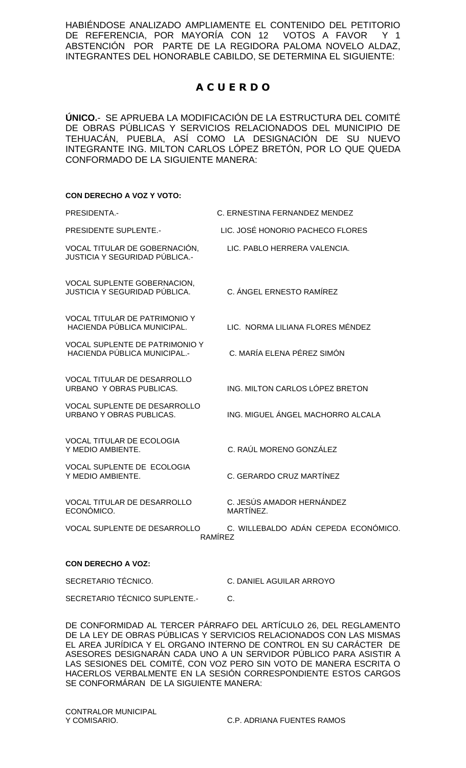HABIÉNDOSE ANALIZADO AMPLIAMENTE EL CONTENIDO DEL PETITORIO DE REFERENCIA, POR MAYORÍA CON 12 VOTOS A FAVOR Y 1 ABSTENCIÓN POR PARTE DE LA REGIDORA PALOMA NOVELO ALDAZ, INTEGRANTES DEL HONORABLE CABILDO, SE DETERMINA EL SIGUIENTE:

# A C U E R D O

**ÚNICO.**- SE APRUEBA LA MODIFICACIÓN DE LA ESTRUCTURA DEL COMITÉ DE OBRAS PÚBLICAS Y SERVICIOS RELACIONADOS DEL MUNICIPIO DE TEHUACÁN, PUEBLA, ASÍ COMO LA DESIGNACIÓN DE SU NUEVO INTEGRANTE ING. MILTON CARLOS LÓPEZ BRETÓN, POR LO QUE QUEDA CONFORMADO DE LA SIGUIENTE MANERA:

**CON DERECHO A VOZ Y VOTO:**

| | |
|---|---|
| PRESIDENTA.- | C. ERNESTINA FERNANDEZ MENDEZ |
| PRESIDENTE SUPLENTE.- | LIC. JOSÉ HONORIO PACHECO FLORES |
| VOCAL TITULAR DE GOBERNACIÓN, JUSTICIA Y SEGURIDAD PÚBLICA.- | LIC. PABLO HERRERA VALENCIA. |
| VOCAL SUPLENTE GOBERNACION, JUSTICIA Y SEGURIDAD PÚBLICA. | C. ÁNGEL ERNESTO RAMÍREZ |
| VOCAL TITULAR DE PATRIMONIO Y HACIENDA PÚBLICA MUNICIPAL. | LIC. NORMA LILIANA FLORES MÉNDEZ |
| VOCAL SUPLENTE DE PATRIMONIO Y HACIENDA PÚBLICA MUNICIPAL.- | C. MARÍA ELENA PÉREZ SIMÓN |
| VOCAL TITULAR DE DESARROLLO URBANO Y OBRAS PUBLICAS. | ING. MILTON CARLOS LÓPEZ BRETON |
| VOCAL SUPLENTE DE DESARROLLO URBANO Y OBRAS PUBLICAS. | ING. MIGUEL ÁNGEL MACHORRO ALCALA |
| VOCAL TITULAR DE ECOLOGIA Y MEDIO AMBIENTE. | C. RAÚL MORENO GONZÁLEZ |
| VOCAL SUPLENTE DE ECOLOGIA Y MEDIO AMBIENTE. | C. GERARDO CRUZ MARTÍNEZ |
| VOCAL TITULAR DE DESARROLLO ECONÓMICO. | C. JESÚS AMADOR HERNÁNDEZ MARTÍNEZ. |
| VOCAL SUPLENTE DE DESARROLLO ECONÓMICO. | C. WILLEBALDO ADÁN CEPEDA RAMÍREZ |

**CON DERECHO A VOZ:**

| | |
|---|---|
| SECRETARIO TÉCNICO. | C. DANIEL AGUILAR ARROYO |
| SECRETARIO TÉCNICO SUPLENTE.- | C. |

DE CONFORMIDAD AL TERCER PÁRRAFO DEL ARTÍCULO 26, DEL REGLAMENTO DE LA LEY DE OBRAS PÚBLICAS Y SERVICIOS RELACIONADOS CON LAS MISMAS EL AREA JURÍDICA Y EL ORGANO INTERNO DE CONTROL EN SU CARÁCTER DE ASESORES DESIGNARÁN CADA UNO A UN SERVIDOR PÚBLICO PARA ASISTIR A LAS SESIONES DEL COMITÉ, CON VOZ PERO SIN VOTO DE MANERA ESCRITA O HACERLOS VERBALMENTE EN LA SESIÓN CORRESPONDIENTE ESTOS CARGOS SE CONFORMÁRAN DE LA SIGUIENTE MANERA:

| | |
|---|---|
| CONTRALOR MUNICIPAL Y COMISARIO. | C.P. ADRIANA FUENTES RAMOS |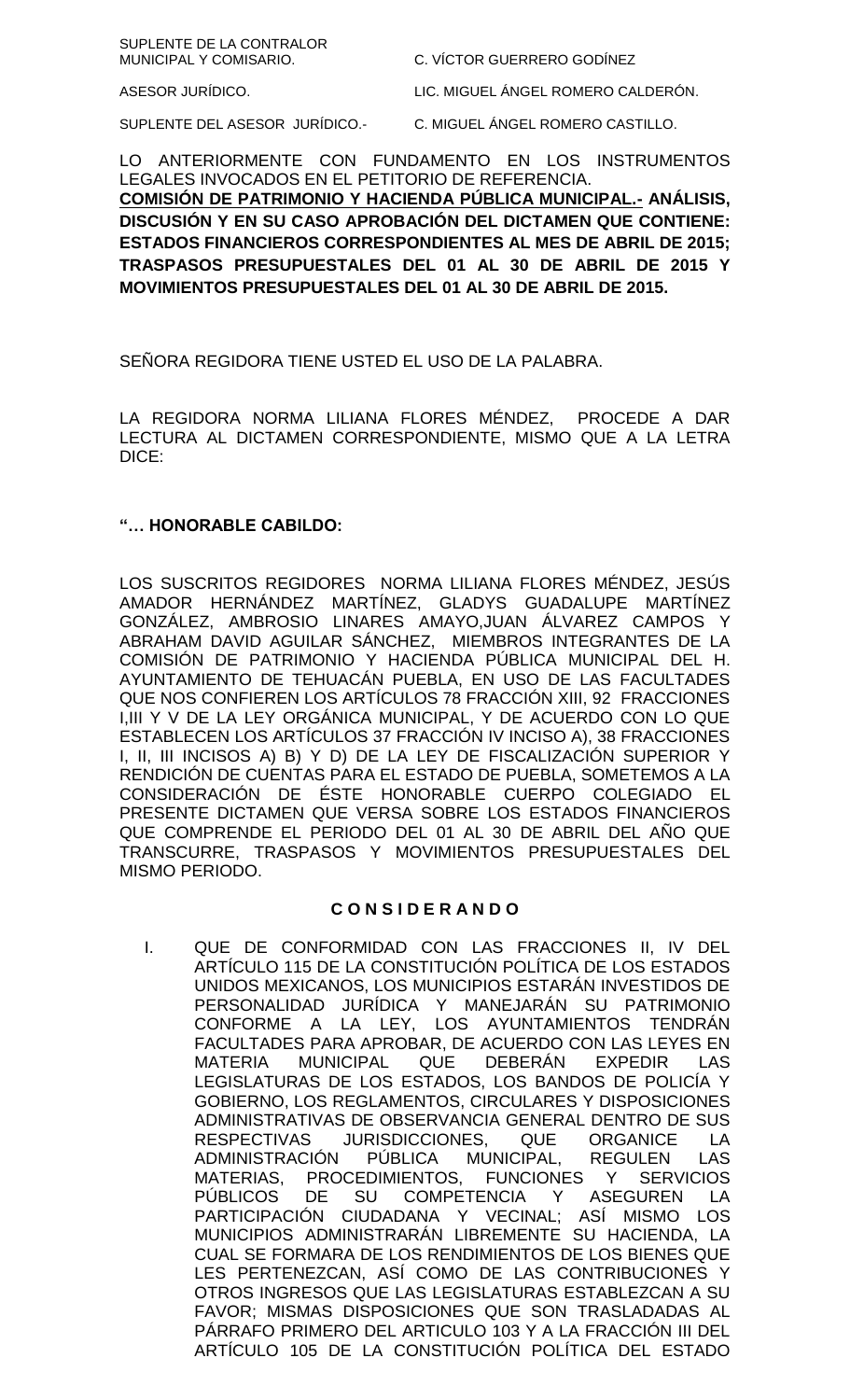| | |
|---|---|
| SUPLENTE DE LA CONTRALOR MUNICIPAL Y COMISARIO. | C. VÍCTOR GUERRERO GODÍNEZ |
| ASESOR JURÍDICO. | LIC. MIGUEL ÁNGEL ROMERO CALDERÓN. |
| SUPLENTE DEL ASESOR JURÍDICO.- | C. MIGUEL ÁNGEL ROMERO CASTILLO. |

LO ANTERIORMENTE CON FUNDAMENTO EN LOS INSTRUMENTOS LEGALES INVOCADOS EN EL PETITORIO DE REFERENCIA.

**COMISIÓN DE PATRIMONIO Y HACIENDA PÚBLICA MUNICIPAL.- ANÁLISIS, DISCUSIÓN Y EN SU CASO APROBACIÓN DEL DICTAMEN QUE CONTIENE: ESTADOS FINANCIEROS CORRESPONDIENTES AL MES DE ABRIL DE 2015; TRASPASOS PRESUPUESTALES DEL 01 AL 30 DE ABRIL DE 2015 Y MOVIMIENTOS PRESUPUESTALES DEL 01 AL 30 DE ABRIL DE 2015.**

SEÑORA REGIDORA TIENE USTED EL USO DE LA PALABRA.

LA REGIDORA NORMA LILIANA FLORES MÉNDEZ, PROCEDE A DAR LECTURA AL DICTAMEN CORRESPONDIENTE, MISMO QUE A LA LETRA DICE:

**"… HONORABLE CABILDO:**

LOS SUSCRITOS REGIDORES NORMA LILIANA FLORES MÉNDEZ, JESÚS AMADOR HERNÁNDEZ MARTÍNEZ, GLADYS GUADALUPE MARTÍNEZ GONZÁLEZ, AMBROSIO LINARES AMAYO,JUAN ÁLVAREZ CAMPOS Y ABRAHAM DAVID AGUILAR SÁNCHEZ, MIEMBROS INTEGRANTES DE LA COMISIÓN DE PATRIMONIO Y HACIENDA PÚBLICA MUNICIPAL DEL H. AYUNTAMIENTO DE TEHUACÁN PUEBLA, EN USO DE LAS FACULTADES QUE NOS CONFIEREN LOS ARTÍCULOS 78 FRACCIÓN XIII, 92 FRACCIONES I,III Y V DE LA LEY ORGÁNICA MUNICIPAL, Y DE ACUERDO CON LO QUE ESTABLECEN LOS ARTÍCULOS 37 FRACCIÓN IV INCISO A), 38 FRACCIONES I, II, III INCISOS A) B) Y D) DE LA LEY DE FISCALIZACIÓN SUPERIOR Y RENDICIÓN DE CUENTAS PARA EL ESTADO DE PUEBLA, SOMETEMOS A LA CONSIDERACIÓN DE ÉSTE HONORABLE CUERPO COLEGIADO EL PRESENTE DICTAMEN QUE VERSA SOBRE LOS ESTADOS FINANCIEROS QUE COMPRENDE EL PERIODO DEL 01 AL 30 DE ABRIL DEL AÑO QUE TRANSCURRE, TRASPASOS Y MOVIMIENTOS PRESUPUESTALES DEL MISMO PERIODO.

**C O N S I D E R A N D O**

I. QUE DE CONFORMIDAD CON LAS FRACCIONES II, IV DEL ARTÍCULO 115 DE LA CONSTITUCIÓN POLÍTICA DE LOS ESTADOS UNIDOS MEXICANOS, LOS MUNICIPIOS ESTARÁN INVESTIDOS DE PERSONALIDAD JURÍDICA Y MANEJARÁN SU PATRIMONIO CONFORME A LA LEY, LOS AYUNTAMIENTOS TENDRÁN FACULTADES PARA APROBAR, DE ACUERDO CON LAS LEYES EN MATERIA MUNICIPAL QUE DEBERÁN EXPEDIR LAS LEGISLATURAS DE LOS ESTADOS, LOS BANDOS DE POLICÍA Y GOBIERNO, LOS REGLAMENTOS, CIRCULARES Y DISPOSICIONES ADMINISTRATIVAS DE OBSERVANCIA GENERAL DENTRO DE SUS RESPECTIVAS JURISDICCIONES, QUE ORGANICE LA ADMINISTRACIÓN PÚBLICA MUNICIPAL, REGULEN LAS MATERIAS, PROCEDIMIENTOS, FUNCIONES Y SERVICIOS PÚBLICOS DE SU COMPETENCIA Y ASEGUREN LA PARTICIPACIÓN CIUDADANA Y VECINAL; ASÍ MISMO LOS MUNICIPIOS ADMINISTRARÁN LIBREMENTE SU HACIENDA, LA CUAL SE FORMARA DE LOS RENDIMIENTOS DE LOS BIENES QUE LES PERTENEZCAN, ASÍ COMO DE LAS CONTRIBUCIONES Y OTROS INGRESOS QUE LAS LEGISLATURAS ESTABLEZCAN A SU FAVOR; MISMAS DISPOSICIONES QUE SON TRASLADADAS AL PÁRRAFO PRIMERO DEL ARTICULO 103 Y A LA FRACCIÓN III DEL ARTÍCULO 105 DE LA CONSTITUCIÓN POLÍTICA DEL ESTADO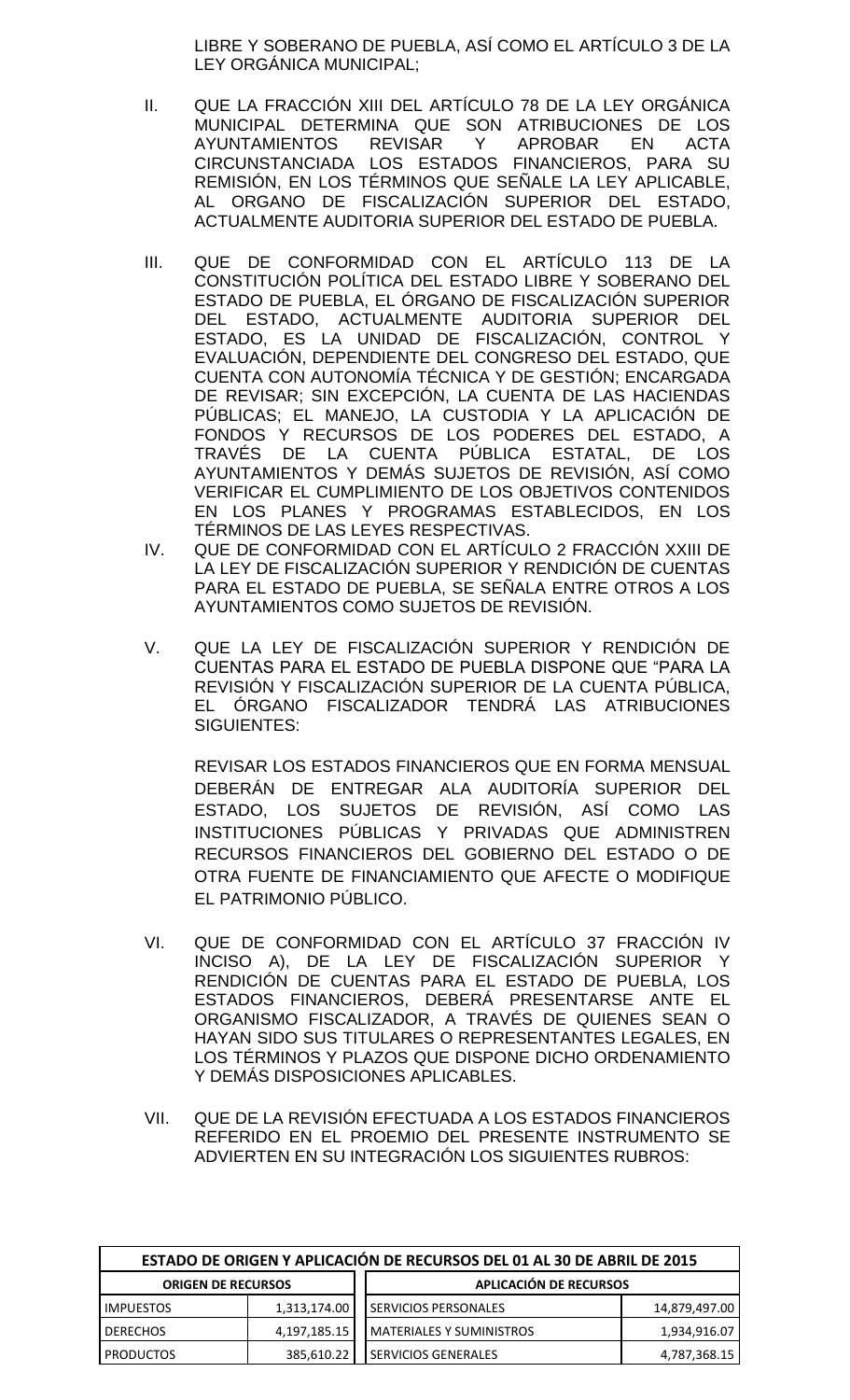LIBRE Y SOBERANO DE PUEBLA, ASÍ COMO EL ARTÍCULO 3 DE LA LEY ORGÁNICA MUNICIPAL;

II. QUE LA FRACCIÓN XIII DEL ARTÍCULO 78 DE LA LEY ORGÁNICA MUNICIPAL DETERMINA QUE SON ATRIBUCIONES DE LOS AYUNTAMIENTOS REVISAR Y APROBAR EN ACTA CIRCUNSTANCIADA LOS ESTADOS FINANCIEROS, PARA SU REMISIÓN, EN LOS TÉRMINOS QUE SEÑALE LA LEY APLICABLE, AL ORGANO DE FISCALIZACIÓN SUPERIOR DEL ESTADO, ACTUALMENTE AUDITORIA SUPERIOR DEL ESTADO DE PUEBLA.

III. QUE DE CONFORMIDAD CON EL ARTÍCULO 113 DE LA CONSTITUCIÓN POLÍTICA DEL ESTADO LIBRE Y SOBERANO DEL ESTADO DE PUEBLA, EL ÓRGANO DE FISCALIZACIÓN SUPERIOR DEL ESTADO, ACTUALMENTE AUDITORIA SUPERIOR DEL ESTADO, ES LA UNIDAD DE FISCALIZACIÓN, CONTROL Y EVALUACIÓN, DEPENDIENTE DEL CONGRESO DEL ESTADO, QUE CUENTA CON AUTONOMÍA TÉCNICA Y DE GESTIÓN; ENCARGADA DE REVISAR; SIN EXCEPCIÓN, LA CUENTA DE LAS HACIENDAS PÚBLICAS; EL MANEJO, LA CUSTODIA Y LA APLICACIÓN DE FONDOS Y RECURSOS DE LOS PODERES DEL ESTADO, A TRAVÉS DE LA CUENTA PÚBLICA ESTATAL, DE LOS AYUNTAMIENTOS Y DEMÁS SUJETOS DE REVISIÓN, ASÍ COMO VERIFICAR EL CUMPLIMIENTO DE LOS OBJETIVOS CONTENIDOS EN LOS PLANES Y PROGRAMAS ESTABLECIDOS, EN LOS TÉRMINOS DE LAS LEYES RESPECTIVAS.

IV. QUE DE CONFORMIDAD CON EL ARTÍCULO 2 FRACCIÓN XXIII DE LA LEY DE FISCALIZACIÓN SUPERIOR Y RENDICIÓN DE CUENTAS PARA EL ESTADO DE PUEBLA, SE SEÑALA ENTRE OTROS A LOS AYUNTAMIENTOS COMO SUJETOS DE REVISIÓN.

V. QUE LA LEY DE FISCALIZACIÓN SUPERIOR Y RENDICIÓN DE CUENTAS PARA EL ESTADO DE PUEBLA DISPONE QUE "PARA LA REVISIÓN Y FISCALIZACIÓN SUPERIOR DE LA CUENTA PÚBLICA, EL ÓRGANO FISCALIZADOR TENDRÁ LAS ATRIBUCIONES SIGUIENTES:

REVISAR LOS ESTADOS FINANCIEROS QUE EN FORMA MENSUAL DEBERÁN DE ENTREGAR ALA AUDITORÍA SUPERIOR DEL ESTADO, LOS SUJETOS DE REVISIÓN, ASÍ COMO LAS INSTITUCIONES PÚBLICAS Y PRIVADAS QUE ADMINISTREN RECURSOS FINANCIEROS DEL GOBIERNO DEL ESTADO O DE OTRA FUENTE DE FINANCIAMIENTO QUE AFECTE O MODIFIQUE EL PATRIMONIO PÚBLICO.

VI. QUE DE CONFORMIDAD CON EL ARTÍCULO 37 FRACCIÓN IV INCISO A), DE LA LEY DE FISCALIZACIÓN SUPERIOR Y RENDICIÓN DE CUENTAS PARA EL ESTADO DE PUEBLA, LOS ESTADOS FINANCIEROS, DEBERÁ PRESENTARSE ANTE EL ORGANISMO FISCALIZADOR, A TRAVÉS DE QUIENES SEAN O HAYAN SIDO SUS TITULARES O REPRESENTANTES LEGALES, EN LOS TÉRMINOS Y PLAZOS QUE DISPONE DICHO ORDENAMIENTO Y DEMÁS DISPOSICIONES APLICABLES.

VII. QUE DE LA REVISIÓN EFECTUADA A LOS ESTADOS FINANCIEROS REFERIDO EN EL PROEMIO DEL PRESENTE INSTRUMENTO SE ADVIERTEN EN SU INTEGRACIÓN LOS SIGUIENTES RUBROS:

| ESTADO DE ORIGEN Y APLICACIÓN DE RECURSOS DEL 01 AL 30 DE ABRIL DE 2015 | | | |
|---|---|---|---|
| **ORIGEN DE RECURSOS** | | **APLICACIÓN DE RECURSOS** | |
| IMPUESTOS | 1,313,174.00 | SERVICIOS PERSONALES | 14,879,497.00 |
| DERECHOS | 4,197,185.15 | MATERIALES Y SUMINISTROS | 1,934,916.07 |
| PRODUCTOS | 385,610.22 | SERVICIOS GENERALES | 4,787,368.15 |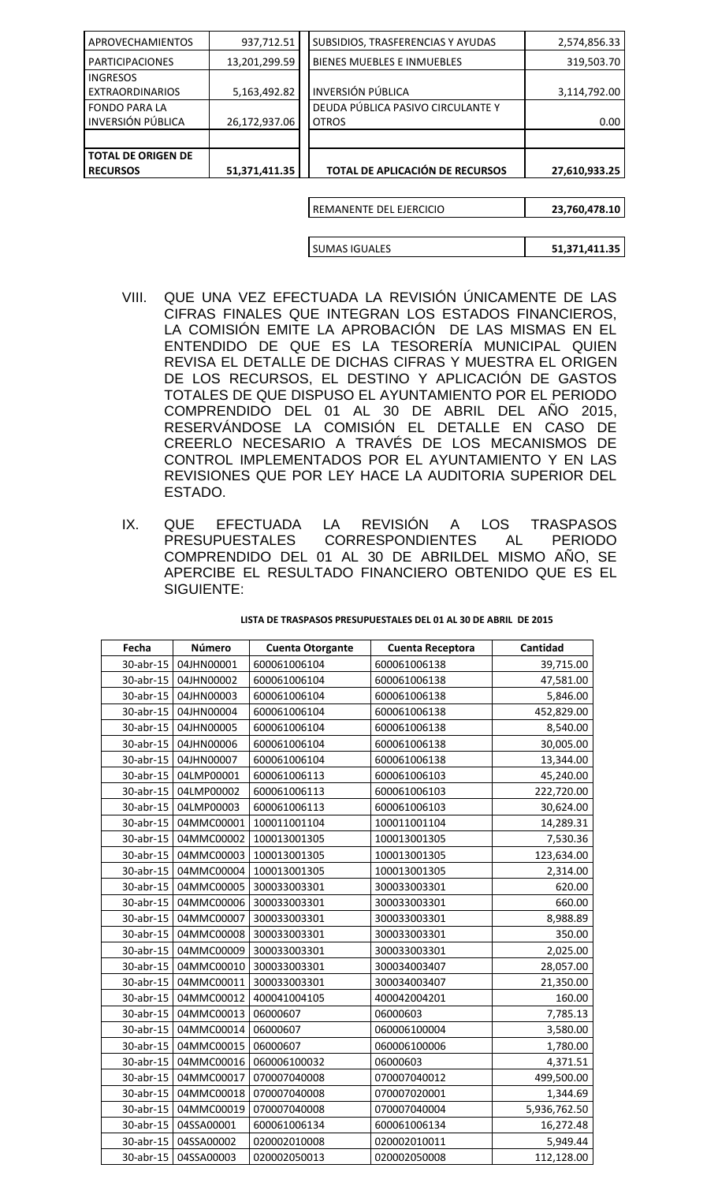| APROVECHAMIENTOS | 937,712.51 | SUBSIDIOS, TRASFERENCIAS Y AYUDAS | 2,574,856.33 |
|---|---|---|---|
| PARTICIPACIONES | 13,201,299.59 | BIENES MUEBLES E INMUEBLES | 319,503.70 |
| INGRESOS EXTRAORDINARIOS | 5,163,492.82 | INVERSIÓN PÚBLICA | 3,114,792.00 |
| FONDO PARA LA INVERSIÓN PÚBLICA | 26,172,937.06 | DEUDA PÚBLICA PASIVO CIRCULANTE Y OTROS | 0.00 |
| | | | |
| **TOTAL DE ORIGEN DE RECURSOS** | **51,371,411.35** | **TOTAL DE APLICACIÓN DE RECURSOS** | **27,610,933.25** |
| | | REMANENTE DEL EJERCICIO | **23,760,478.10** |
| | | SUMAS IGUALES | **51,371,411.35** |

VIII. QUE UNA VEZ EFECTUADA LA REVISIÓN ÚNICAMENTE DE LAS CIFRAS FINALES QUE INTEGRAN LOS ESTADOS FINANCIEROS, LA COMISIÓN EMITE LA APROBACIÓN DE LAS MISMAS EN EL ENTENDIDO DE QUE ES LA TESORERÍA MUNICIPAL QUIEN REVISA EL DETALLE DE DICHAS CIFRAS Y MUESTRA EL ORIGEN DE LOS RECURSOS, EL DESTINO Y APLICACIÓN DE GASTOS TOTALES DE QUE DISPUSO EL AYUNTAMIENTO POR EL PERIODO COMPRENDIDO DEL 01 AL 30 DE ABRIL DEL AÑO 2015, RESERVÁNDOSE LA COMISIÓN EL DETALLE EN CASO DE CREERLO NECESARIO A TRAVÉS DE LOS MECANISMOS DE CONTROL IMPLEMENTADOS POR EL AYUNTAMIENTO Y EN LAS REVISIONES QUE POR LEY HACE LA AUDITORIA SUPERIOR DEL ESTADO.

IX. QUE EFECTUADA LA REVISIÓN A LOS TRASPASOS PRESUPUESTALES CORRESPONDIENTES AL PERIODO COMPRENDIDO DEL 01 AL 30 DE ABRILDEL MISMO AÑO, SE APERCIBE EL RESULTADO FINANCIERO OBTENIDO QUE ES EL SIGUIENTE:

**LISTA DE TRASPASOS PRESUPUESTALES DEL 01 AL 30 DE ABRIL DE 2015**

| Fecha | Número | Cuenta Otorgante | Cuenta Receptora | Cantidad |
|---|---|---|---|---|
| 30-abr-15 | 04JHN00001 | 600061006104 | 600061006138 | 39,715.00 |
| 30-abr-15 | 04JHN00002 | 600061006104 | 600061006138 | 47,581.00 |
| 30-abr-15 | 04JHN00003 | 600061006104 | 600061006138 | 5,846.00 |
| 30-abr-15 | 04JHN00004 | 600061006104 | 600061006138 | 452,829.00 |
| 30-abr-15 | 04JHN00005 | 600061006104 | 600061006138 | 8,540.00 |
| 30-abr-15 | 04JHN00006 | 600061006104 | 600061006138 | 30,005.00 |
| 30-abr-15 | 04JHN00007 | 600061006104 | 600061006138 | 13,344.00 |
| 30-abr-15 | 04LMP00001 | 600061006113 | 600061006103 | 45,240.00 |
| 30-abr-15 | 04LMP00002 | 600061006113 | 600061006103 | 222,720.00 |
| 30-abr-15 | 04LMP00003 | 600061006113 | 600061006103 | 30,624.00 |
| 30-abr-15 | 04MMC00001 | 100011001104 | 100011001104 | 14,289.31 |
| 30-abr-15 | 04MMC00002 | 100013001305 | 100013001305 | 7,530.36 |
| 30-abr-15 | 04MMC00003 | 100013001305 | 100013001305 | 123,634.00 |
| 30-abr-15 | 04MMC00004 | 100013001305 | 100013001305 | 2,314.00 |
| 30-abr-15 | 04MMC00005 | 300033003301 | 300033003301 | 620.00 |
| 30-abr-15 | 04MMC00006 | 300033003301 | 300033003301 | 660.00 |
| 30-abr-15 | 04MMC00007 | 300033003301 | 300033003301 | 8,988.89 |
| 30-abr-15 | 04MMC00008 | 300033003301 | 300033003301 | 350.00 |
| 30-abr-15 | 04MMC00009 | 300033003301 | 300033003301 | 2,025.00 |
| 30-abr-15 | 04MMC00010 | 300033003301 | 300034003407 | 28,057.00 |
| 30-abr-15 | 04MMC00011 | 300033003301 | 300034003407 | 21,350.00 |
| 30-abr-15 | 04MMC00012 | 400041004105 | 400042004201 | 160.00 |
| 30-abr-15 | 04MMC00013 | 06000607 | 06000603 | 7,785.13 |
| 30-abr-15 | 04MMC00014 | 06000607 | 060006100004 | 3,580.00 |
| 30-abr-15 | 04MMC00015 | 06000607 | 060006100006 | 1,780.00 |
| 30-abr-15 | 04MMC00016 | 060006100032 | 06000603 | 4,371.51 |
| 30-abr-15 | 04MMC00017 | 070007040008 | 070007040012 | 499,500.00 |
| 30-abr-15 | 04MMC00018 | 070007040008 | 070007020001 | 1,344.69 |
| 30-abr-15 | 04MMC00019 | 070007040008 | 070007040004 | 5,936,762.50 |
| 30-abr-15 | 04SSA00001 | 600061006134 | 600061006134 | 16,272.48 |
| 30-abr-15 | 04SSA00002 | 020002010008 | 020002010011 | 5,949.44 |
| 30-abr-15 | 04SSA00003 | 020002050013 | 020002050008 | 112,128.00 |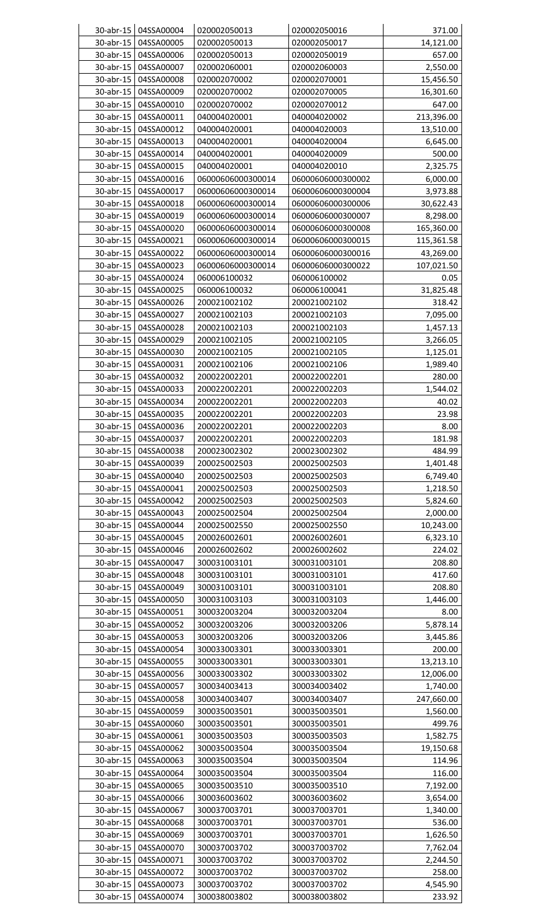| | | | | |
|---|---|---|---|---|
| 30-abr-15 | 04SSA00004 | 020002050013 | 020002050016 | 371.00 |
| 30-abr-15 | 04SSA00005 | 020002050013 | 020002050017 | 14,121.00 |
| 30-abr-15 | 04SSA00006 | 020002050013 | 020002050019 | 657.00 |
| 30-abr-15 | 04SSA00007 | 020002060001 | 020002060003 | 2,550.00 |
| 30-abr-15 | 04SSA00008 | 020002070002 | 020002070001 | 15,456.50 |
| 30-abr-15 | 04SSA00009 | 020002070002 | 020002070005 | 16,301.60 |
| 30-abr-15 | 04SSA00010 | 020002070002 | 020002070012 | 647.00 |
| 30-abr-15 | 04SSA00011 | 040004020001 | 040004020002 | 213,396.00 |
| 30-abr-15 | 04SSA00012 | 040004020001 | 040004020003 | 13,510.00 |
| 30-abr-15 | 04SSA00013 | 040004020001 | 040004020004 | 6,645.00 |
| 30-abr-15 | 04SSA00014 | 040004020001 | 040004020009 | 500.00 |
| 30-abr-15 | 04SSA00015 | 040004020001 | 040004020010 | 2,325.75 |
| 30-abr-15 | 04SSA00016 | 06000606000300014 | 06000606000300002 | 6,000.00 |
| 30-abr-15 | 04SSA00017 | 06000606000300014 | 06000606000300004 | 3,973.88 |
| 30-abr-15 | 04SSA00018 | 06000606000300014 | 06000606000300006 | 30,622.43 |
| 30-abr-15 | 04SSA00019 | 06000606000300014 | 06000606000300007 | 8,298.00 |
| 30-abr-15 | 04SSA00020 | 06000606000300014 | 06000606000300008 | 165,360.00 |
| 30-abr-15 | 04SSA00021 | 06000606000300014 | 06000606000300015 | 115,361.58 |
| 30-abr-15 | 04SSA00022 | 06000606000300014 | 06000606000300016 | 43,269.00 |
| 30-abr-15 | 04SSA00023 | 06000606000300014 | 06000606000300022 | 107,021.50 |
| 30-abr-15 | 04SSA00024 | 060006100032 | 060006100002 | 0.05 |
| 30-abr-15 | 04SSA00025 | 060006100032 | 060006100041 | 31,825.48 |
| 30-abr-15 | 04SSA00026 | 200021002102 | 200021002102 | 318.42 |
| 30-abr-15 | 04SSA00027 | 200021002103 | 200021002103 | 7,095.00 |
| 30-abr-15 | 04SSA00028 | 200021002103 | 200021002103 | 1,457.13 |
| 30-abr-15 | 04SSA00029 | 200021002105 | 200021002105 | 3,266.05 |
| 30-abr-15 | 04SSA00030 | 200021002105 | 200021002105 | 1,125.01 |
| 30-abr-15 | 04SSA00031 | 200021002106 | 200021002106 | 1,989.40 |
| 30-abr-15 | 04SSA00032 | 200022002201 | 200022002201 | 280.00 |
| 30-abr-15 | 04SSA00033 | 200022002201 | 200022002203 | 1,544.02 |
| 30-abr-15 | 04SSA00034 | 200022002201 | 200022002203 | 40.02 |
| 30-abr-15 | 04SSA00035 | 200022002201 | 200022002203 | 23.98 |
| 30-abr-15 | 04SSA00036 | 200022002201 | 200022002203 | 8.00 |
| 30-abr-15 | 04SSA00037 | 200022002201 | 200022002203 | 181.98 |
| 30-abr-15 | 04SSA00038 | 200023002302 | 200023002302 | 484.99 |
| 30-abr-15 | 04SSA00039 | 200025002503 | 200025002503 | 1,401.48 |
| 30-abr-15 | 04SSA00040 | 200025002503 | 200025002503 | 6,749.40 |
| 30-abr-15 | 04SSA00041 | 200025002503 | 200025002503 | 1,218.50 |
| 30-abr-15 | 04SSA00042 | 200025002503 | 200025002503 | 5,824.60 |
| 30-abr-15 | 04SSA00043 | 200025002504 | 200025002504 | 2,000.00 |
| 30-abr-15 | 04SSA00044 | 200025002550 | 200025002550 | 10,243.00 |
| 30-abr-15 | 04SSA00045 | 200026002601 | 200026002601 | 6,323.10 |
| 30-abr-15 | 04SSA00046 | 200026002602 | 200026002602 | 224.02 |
| 30-abr-15 | 04SSA00047 | 300031003101 | 300031003101 | 208.80 |
| 30-abr-15 | 04SSA00048 | 300031003101 | 300031003101 | 417.60 |
| 30-abr-15 | 04SSA00049 | 300031003101 | 300031003101 | 208.80 |
| 30-abr-15 | 04SSA00050 | 300031003103 | 300031003103 | 1,446.00 |
| 30-abr-15 | 04SSA00051 | 300032003204 | 300032003204 | 8.00 |
| 30-abr-15 | 04SSA00052 | 300032003206 | 300032003206 | 5,878.14 |
| 30-abr-15 | 04SSA00053 | 300032003206 | 300032003206 | 3,445.86 |
| 30-abr-15 | 04SSA00054 | 300033003301 | 300033003301 | 200.00 |
| 30-abr-15 | 04SSA00055 | 300033003301 | 300033003301 | 13,213.10 |
| 30-abr-15 | 04SSA00056 | 300033003302 | 300033003302 | 12,006.00 |
| 30-abr-15 | 04SSA00057 | 300034003413 | 300034003402 | 1,740.00 |
| 30-abr-15 | 04SSA00058 | 300034003407 | 300034003407 | 247,660.00 |
| 30-abr-15 | 04SSA00059 | 300035003501 | 300035003501 | 1,560.00 |
| 30-abr-15 | 04SSA00060 | 300035003501 | 300035003501 | 499.76 |
| 30-abr-15 | 04SSA00061 | 300035003503 | 300035003503 | 1,582.75 |
| 30-abr-15 | 04SSA00062 | 300035003504 | 300035003504 | 19,150.68 |
| 30-abr-15 | 04SSA00063 | 300035003504 | 300035003504 | 114.96 |
| 30-abr-15 | 04SSA00064 | 300035003504 | 300035003504 | 116.00 |
| 30-abr-15 | 04SSA00065 | 300035003510 | 300035003510 | 7,192.00 |
| 30-abr-15 | 04SSA00066 | 300036003602 | 300036003602 | 3,654.00 |
| 30-abr-15 | 04SSA00067 | 300037003701 | 300037003701 | 1,340.00 |
| 30-abr-15 | 04SSA00068 | 300037003701 | 300037003701 | 536.00 |
| 30-abr-15 | 04SSA00069 | 300037003701 | 300037003701 | 1,626.50 |
| 30-abr-15 | 04SSA00070 | 300037003702 | 300037003702 | 7,762.04 |
| 30-abr-15 | 04SSA00071 | 300037003702 | 300037003702 | 2,244.50 |
| 30-abr-15 | 04SSA00072 | 300037003702 | 300037003702 | 258.00 |
| 30-abr-15 | 04SSA00073 | 300037003702 | 300037003702 | 4,545.90 |
| 30-abr-15 | 04SSA00074 | 300038003802 | 300038003802 | 233.92 |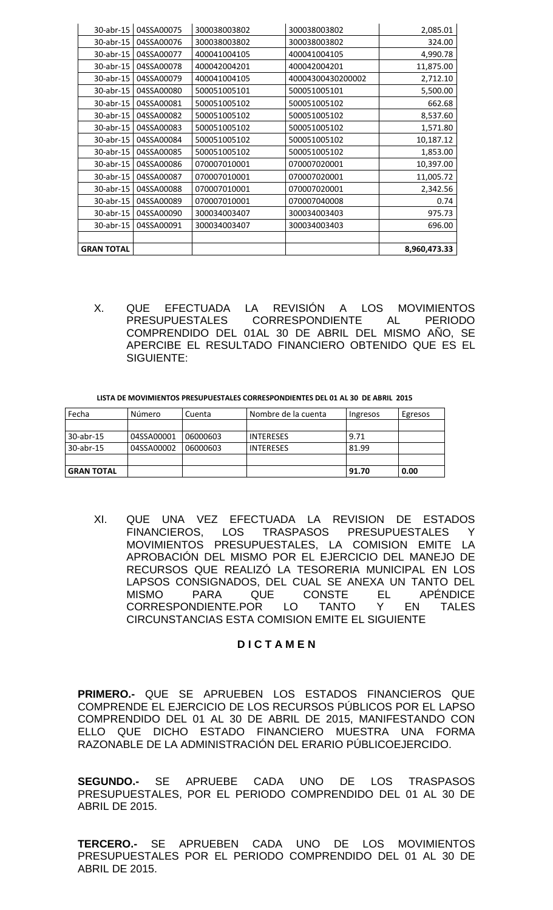| | | | | |
|---|---|---|---|---|
| 30-abr-15 | 04SSA00075 | 300038003802 | 300038003802 | 2,085.01 |
| 30-abr-15 | 04SSA00076 | 300038003802 | 300038003802 | 324.00 |
| 30-abr-15 | 04SSA00077 | 400041004105 | 400041004105 | 4,990.78 |
| 30-abr-15 | 04SSA00078 | 400042004201 | 400042004201 | 11,875.00 |
| 30-abr-15 | 04SSA00079 | 400041004105 | 40004300430200002 | 2,712.10 |
| 30-abr-15 | 04SSA00080 | 500051005101 | 500051005101 | 5,500.00 |
| 30-abr-15 | 04SSA00081 | 500051005102 | 500051005102 | 662.68 |
| 30-abr-15 | 04SSA00082 | 500051005102 | 500051005102 | 8,537.60 |
| 30-abr-15 | 04SSA00083 | 500051005102 | 500051005102 | 1,571.80 |
| 30-abr-15 | 04SSA00084 | 500051005102 | 500051005102 | 10,187.12 |
| 30-abr-15 | 04SSA00085 | 500051005102 | 500051005102 | 1,853.00 |
| 30-abr-15 | 04SSA00086 | 070007010001 | 070007020001 | 10,397.00 |
| 30-abr-15 | 04SSA00087 | 070007010001 | 070007020001 | 11,005.72 |
| 30-abr-15 | 04SSA00088 | 070007010001 | 070007020001 | 2,342.56 |
| 30-abr-15 | 04SSA00089 | 070007010001 | 070007040008 | 0.74 |
| 30-abr-15 | 04SSA00090 | 300034003407 | 300034003403 | 975.73 |
| 30-abr-15 | 04SSA00091 | 300034003407 | 300034003403 | 696.00 |
| | | | | |
| **GRAN TOTAL** | | | | **8,960,473.33** |

X. QUE EFECTUADA LA REVISIÓN A LOS MOVIMIENTOS PRESUPUESTALES CORRESPONDIENTE AL PERIODO COMPRENDIDO DEL 01AL 30 DE ABRIL DEL MISMO AÑO, SE APERCIBE EL RESULTADO FINANCIERO OBTENIDO QUE ES EL SIGUIENTE:

**LISTA DE MOVIMIENTOS PRESUPUESTALES CORRESPONDIENTES DEL 01 AL 30 DE ABRIL 2015**

| Fecha | Número | Cuenta | Nombre de la cuenta | Ingresos | Egresos |
|---|---|---|---|---|---|
| | | | | | |
| 30-abr-15 | 04SSA00001 | 06000603 | INTERESES | 9.71 | |
| 30-abr-15 | 04SSA00002 | 06000603 | INTERESES | 81.99 | |
| | | | | | |
| **GRAN TOTAL** | | | | **91.70** | **0.00** |

XI. QUE UNA VEZ EFECTUADA LA REVISION DE ESTADOS FINANCIEROS, LOS TRASPASOS PRESUPUESTALES Y MOVIMIENTOS PRESUPUESTALES, LA COMISION EMITE LA APROBACIÓN DEL MISMO POR EL EJERCICIO DEL MANEJO DE RECURSOS QUE REALIZÓ LA TESORERIA MUNICIPAL EN LOS LAPSOS CONSIGNADOS, DEL CUAL SE ANEXA UN TANTO DEL MISMO PARA QUE CONSTE EL APÉNDICE CORRESPONDIENTE.POR LO TANTO Y EN TALES CIRCUNSTANCIAS ESTA COMISION EMITE EL SIGUIENTE

**D I C T A M E N**

**PRIMERO.-** QUE SE APRUEBEN LOS ESTADOS FINANCIEROS QUE COMPRENDE EL EJERCICIO DE LOS RECURSOS PÚBLICOS POR EL LAPSO COMPRENDIDO DEL 01 AL 30 DE ABRIL DE 2015, MANIFESTANDO CON ELLO QUE DICHO ESTADO FINANCIERO MUESTRA UNA FORMA RAZONABLE DE LA ADMINISTRACIÓN DEL ERARIO PÚBLICOEJERCIDO.

**SEGUNDO.-** SE APRUEBE CADA UNO DE LOS TRASPASOS PRESUPUESTALES, POR EL PERIODO COMPRENDIDO DEL 01 AL 30 DE ABRIL DE 2015.

**TERCERO.-** SE APRUEBEN CADA UNO DE LOS MOVIMIENTOS PRESUPUESTALES POR EL PERIODO COMPRENDIDO DEL 01 AL 30 DE ABRIL DE 2015.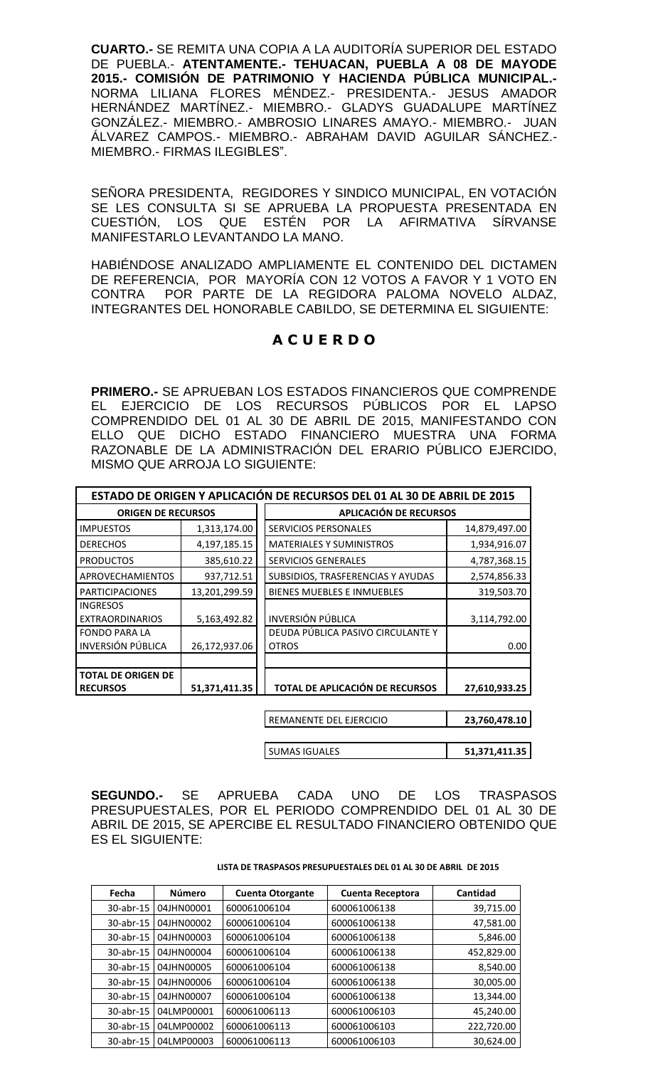**CUARTO.-** SE REMITA UNA COPIA A LA AUDITORÍA SUPERIOR DEL ESTADO DE PUEBLA.- **ATENTAMENTE.- TEHUACAN, PUEBLA A 08 DE MAYODE 2015.- COMISIÓN DE PATRIMONIO Y HACIENDA PÚBLICA MUNICIPAL.-** NORMA LILIANA FLORES MÉNDEZ.- PRESIDENTA.- JESUS AMADOR HERNÁNDEZ MARTÍNEZ.- MIEMBRO.- GLADYS GUADALUPE MARTÍNEZ GONZÁLEZ.- MIEMBRO.- AMBROSIO LINARES AMAYO.- MIEMBRO.- JUAN ÁLVAREZ CAMPOS.- MIEMBRO.- ABRAHAM DAVID AGUILAR SÁNCHEZ.- MIEMBRO.- FIRMAS ILEGIBLES".

SEÑORA PRESIDENTA, REGIDORES Y SINDICO MUNICIPAL, EN VOTACIÓN SE LES CONSULTA SI SE APRUEBA LA PROPUESTA PRESENTADA EN CUESTIÓN, LOS QUE ESTÉN POR LA AFIRMATIVA SÍRVANSE MANIFESTARLO LEVANTANDO LA MANO.

HABIÉNDOSE ANALIZADO AMPLIAMENTE EL CONTENIDO DEL DICTAMEN DE REFERENCIA, POR MAYORÍA CON 12 VOTOS A FAVOR Y 1 VOTO EN CONTRA POR PARTE DE LA REGIDORA PALOMA NOVELO ALDAZ, INTEGRANTES DEL HONORABLE CABILDO, SE DETERMINA EL SIGUIENTE:

## A C U E R D O

**PRIMERO.-** SE APRUEBAN LOS ESTADOS FINANCIEROS QUE COMPRENDE EL EJERCICIO DE LOS RECURSOS PÚBLICOS POR EL LAPSO COMPRENDIDO DEL 01 AL 30 DE ABRIL DE 2015, MANIFESTANDO CON ELLO QUE DICHO ESTADO FINANCIERO MUESTRA UNA FORMA RAZONABLE DE LA ADMINISTRACIÓN DEL ERARIO PÚBLICO EJERCIDO, MISMO QUE ARROJA LO SIGUIENTE:

**ESTADO DE ORIGEN Y APLICACIÓN DE RECURSOS DEL 01 AL 30 DE ABRIL DE 2015**

| ORIGEN DE RECURSOS | | APLICACIÓN DE RECURSOS | |
|---|---|---|---|
| IMPUESTOS | 1,313,174.00 | SERVICIOS PERSONALES | 14,879,497.00 |
| DERECHOS | 4,197,185.15 | MATERIALES Y SUMINISTROS | 1,934,916.07 |
| PRODUCTOS | 385,610.22 | SERVICIOS GENERALES | 4,787,368.15 |
| APROVECHAMIENTOS | 937,712.51 | SUBSIDIOS, TRASFERENCIAS Y AYUDAS | 2,574,856.33 |
| PARTICIPACIONES | 13,201,299.59 | BIENES MUEBLES E INMUEBLES | 319,503.70 |
| INGRESOS EXTRAORDINARIOS | 5,163,492.82 | INVERSIÓN PÚBLICA | 3,114,792.00 |
| FONDO PARA LA INVERSIÓN PÚBLICA | 26,172,937.06 | DEUDA PÚBLICA PASIVO CIRCULANTE Y OTROS | 0.00 |
| **TOTAL DE ORIGEN DE RECURSOS** | **51,371,411.35** | **TOTAL DE APLICACIÓN DE RECURSOS** | **27,610,933.25** |
| | | REMANENTE DEL EJERCICIO | **23,760,478.10** |
| | | SUMAS IGUALES | **51,371,411.35** |

**SEGUNDO.-** SE APRUEBA CADA UNO DE LOS TRASPASOS PRESUPUESTALES, POR EL PERIODO COMPRENDIDO DEL 01 AL 30 DE ABRIL DE 2015, SE APERCIBE EL RESULTADO FINANCIERO OBTENIDO QUE ES EL SIGUIENTE:

**LISTA DE TRASPASOS PRESUPUESTALES DEL 01 AL 30 DE ABRIL DE 2015**

| Fecha | Número | Cuenta Otorgante | Cuenta Receptora | Cantidad |
|---|---|---|---|---|
| 30-abr-15 | 04JHN00001 | 600061006104 | 600061006138 | 39,715.00 |
| 30-abr-15 | 04JHN00002 | 600061006104 | 600061006138 | 47,581.00 |
| 30-abr-15 | 04JHN00003 | 600061006104 | 600061006138 | 5,846.00 |
| 30-abr-15 | 04JHN00004 | 600061006104 | 600061006138 | 452,829.00 |
| 30-abr-15 | 04JHN00005 | 600061006104 | 600061006138 | 8,540.00 |
| 30-abr-15 | 04JHN00006 | 600061006104 | 600061006138 | 30,005.00 |
| 30-abr-15 | 04JHN00007 | 600061006104 | 600061006138 | 13,344.00 |
| 30-abr-15 | 04LMP00001 | 600061006113 | 600061006103 | 45,240.00 |
| 30-abr-15 | 04LMP00002 | 600061006113 | 600061006103 | 222,720.00 |
| 30-abr-15 | 04LMP00003 | 600061006113 | 600061006103 | 30,624.00 |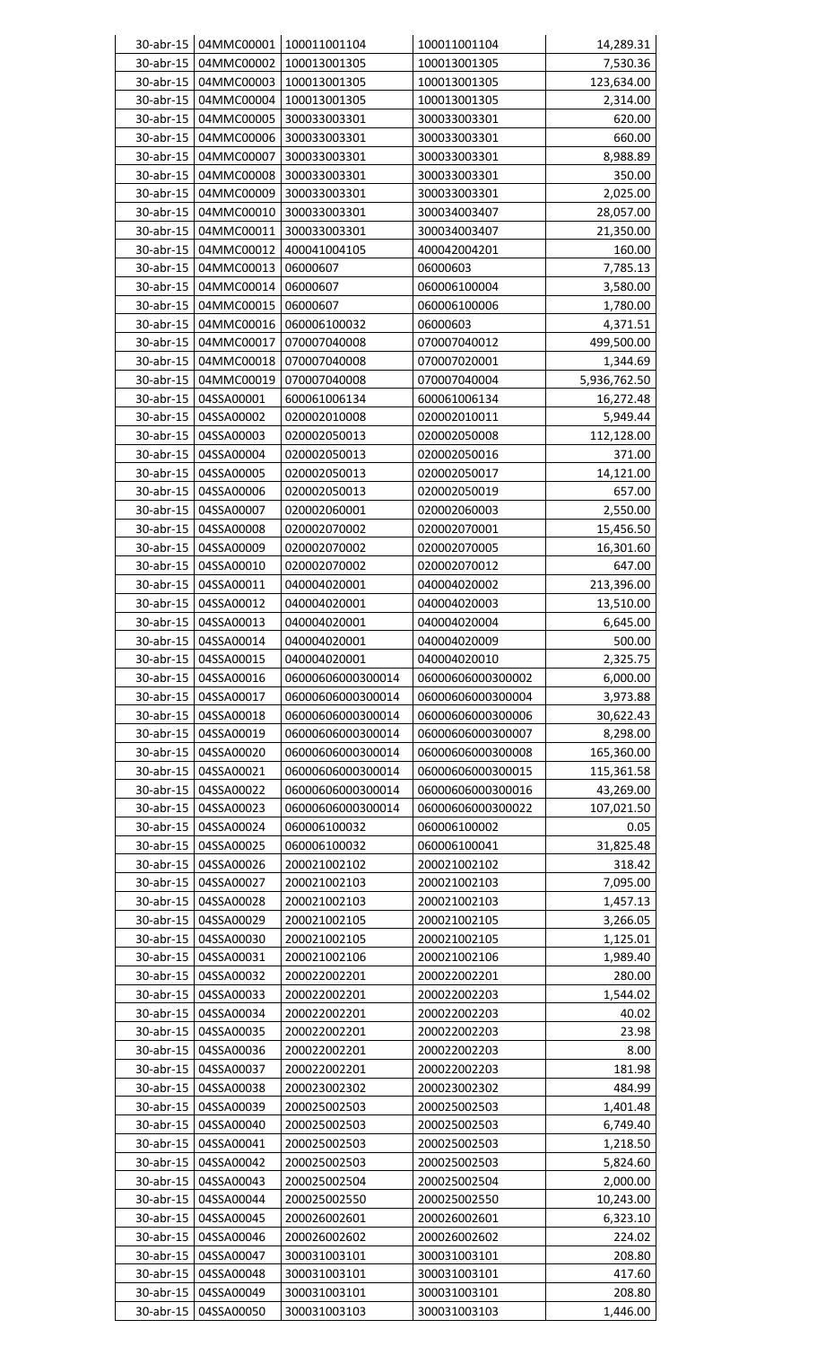| | | | | |
|---|---|---|---|---|
| 30-abr-15 | 04MMC00001 | 100011001104 | 100011001104 | 14,289.31 |
| 30-abr-15 | 04MMC00002 | 100013001305 | 100013001305 | 7,530.36 |
| 30-abr-15 | 04MMC00003 | 100013001305 | 100013001305 | 123,634.00 |
| 30-abr-15 | 04MMC00004 | 100013001305 | 100013001305 | 2,314.00 |
| 30-abr-15 | 04MMC00005 | 300033003301 | 300033003301 | 620.00 |
| 30-abr-15 | 04MMC00006 | 300033003301 | 300033003301 | 660.00 |
| 30-abr-15 | 04MMC00007 | 300033003301 | 300033003301 | 8,988.89 |
| 30-abr-15 | 04MMC00008 | 300033003301 | 300033003301 | 350.00 |
| 30-abr-15 | 04MMC00009 | 300033003301 | 300033003301 | 2,025.00 |
| 30-abr-15 | 04MMC00010 | 300033003301 | 300034003407 | 28,057.00 |
| 30-abr-15 | 04MMC00011 | 300033003301 | 300034003407 | 21,350.00 |
| 30-abr-15 | 04MMC00012 | 400041004105 | 400042004201 | 160.00 |
| 30-abr-15 | 04MMC00013 | 06000607 | 06000603 | 7,785.13 |
| 30-abr-15 | 04MMC00014 | 06000607 | 060006100004 | 3,580.00 |
| 30-abr-15 | 04MMC00015 | 06000607 | 060006100006 | 1,780.00 |
| 30-abr-15 | 04MMC00016 | 060006100032 | 06000603 | 4,371.51 |
| 30-abr-15 | 04MMC00017 | 070007040008 | 070007040012 | 499,500.00 |
| 30-abr-15 | 04MMC00018 | 070007040008 | 070007020001 | 1,344.69 |
| 30-abr-15 | 04MMC00019 | 070007040008 | 070007040004 | 5,936,762.50 |
| 30-abr-15 | 04SSA00001 | 600061006134 | 600061006134 | 16,272.48 |
| 30-abr-15 | 04SSA00002 | 020002010008 | 020002010011 | 5,949.44 |
| 30-abr-15 | 04SSA00003 | 020002050013 | 020002050008 | 112,128.00 |
| 30-abr-15 | 04SSA00004 | 020002050013 | 020002050016 | 371.00 |
| 30-abr-15 | 04SSA00005 | 020002050013 | 020002050017 | 14,121.00 |
| 30-abr-15 | 04SSA00006 | 020002050013 | 020002050019 | 657.00 |
| 30-abr-15 | 04SSA00007 | 020002060001 | 020002060003 | 2,550.00 |
| 30-abr-15 | 04SSA00008 | 020002070002 | 020002070001 | 15,456.50 |
| 30-abr-15 | 04SSA00009 | 020002070002 | 020002070005 | 16,301.60 |
| 30-abr-15 | 04SSA00010 | 020002070002 | 020002070012 | 647.00 |
| 30-abr-15 | 04SSA00011 | 040004020001 | 040004020002 | 213,396.00 |
| 30-abr-15 | 04SSA00012 | 040004020001 | 040004020003 | 13,510.00 |
| 30-abr-15 | 04SSA00013 | 040004020001 | 040004020004 | 6,645.00 |
| 30-abr-15 | 04SSA00014 | 040004020001 | 040004020009 | 500.00 |
| 30-abr-15 | 04SSA00015 | 040004020001 | 040004020010 | 2,325.75 |
| 30-abr-15 | 04SSA00016 | 06000606000300014 | 06000606000300002 | 6,000.00 |
| 30-abr-15 | 04SSA00017 | 06000606000300014 | 06000606000300004 | 3,973.88 |
| 30-abr-15 | 04SSA00018 | 06000606000300014 | 06000606000300006 | 30,622.43 |
| 30-abr-15 | 04SSA00019 | 06000606000300014 | 06000606000300007 | 8,298.00 |
| 30-abr-15 | 04SSA00020 | 06000606000300014 | 06000606000300008 | 165,360.00 |
| 30-abr-15 | 04SSA00021 | 06000606000300014 | 06000606000300015 | 115,361.58 |
| 30-abr-15 | 04SSA00022 | 06000606000300014 | 06000606000300016 | 43,269.00 |
| 30-abr-15 | 04SSA00023 | 06000606000300014 | 06000606000300022 | 107,021.50 |
| 30-abr-15 | 04SSA00024 | 060006100032 | 060006100002 | 0.05 |
| 30-abr-15 | 04SSA00025 | 060006100032 | 060006100041 | 31,825.48 |
| 30-abr-15 | 04SSA00026 | 200021002102 | 200021002102 | 318.42 |
| 30-abr-15 | 04SSA00027 | 200021002103 | 200021002103 | 7,095.00 |
| 30-abr-15 | 04SSA00028 | 200021002103 | 200021002103 | 1,457.13 |
| 30-abr-15 | 04SSA00029 | 200021002105 | 200021002105 | 3,266.05 |
| 30-abr-15 | 04SSA00030 | 200021002105 | 200021002105 | 1,125.01 |
| 30-abr-15 | 04SSA00031 | 200021002106 | 200021002106 | 1,989.40 |
| 30-abr-15 | 04SSA00032 | 200022002201 | 200022002201 | 280.00 |
| 30-abr-15 | 04SSA00033 | 200022002201 | 200022002203 | 1,544.02 |
| 30-abr-15 | 04SSA00034 | 200022002201 | 200022002203 | 40.02 |
| 30-abr-15 | 04SSA00035 | 200022002201 | 200022002203 | 23.98 |
| 30-abr-15 | 04SSA00036 | 200022002201 | 200022002203 | 8.00 |
| 30-abr-15 | 04SSA00037 | 200022002201 | 200022002203 | 181.98 |
| 30-abr-15 | 04SSA00038 | 200023002302 | 200023002302 | 484.99 |
| 30-abr-15 | 04SSA00039 | 200025002503 | 200025002503 | 1,401.48 |
| 30-abr-15 | 04SSA00040 | 200025002503 | 200025002503 | 6,749.40 |
| 30-abr-15 | 04SSA00041 | 200025002503 | 200025002503 | 1,218.50 |
| 30-abr-15 | 04SSA00042 | 200025002503 | 200025002503 | 5,824.60 |
| 30-abr-15 | 04SSA00043 | 200025002504 | 200025002504 | 2,000.00 |
| 30-abr-15 | 04SSA00044 | 200025002550 | 200025002550 | 10,243.00 |
| 30-abr-15 | 04SSA00045 | 200026002601 | 200026002601 | 6,323.10 |
| 30-abr-15 | 04SSA00046 | 200026002602 | 200026002602 | 224.02 |
| 30-abr-15 | 04SSA00047 | 300031003101 | 300031003101 | 208.80 |
| 30-abr-15 | 04SSA00048 | 300031003101 | 300031003101 | 417.60 |
| 30-abr-15 | 04SSA00049 | 300031003101 | 300031003101 | 208.80 |
| 30-abr-15 | 04SSA00050 | 300031003103 | 300031003103 | 1,446.00 |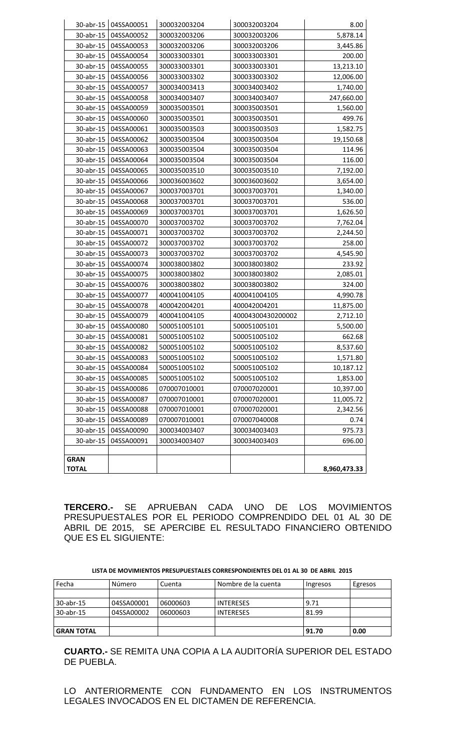| | | | | |
|---|---|---|---|---|
| 30-abr-15 | 04SSA00051 | 300032003204 | 300032003204 | 8.00 |
| 30-abr-15 | 04SSA00052 | 300032003206 | 300032003206 | 5,878.14 |
| 30-abr-15 | 04SSA00053 | 300032003206 | 300032003206 | 3,445.86 |
| 30-abr-15 | 04SSA00054 | 300033003301 | 300033003301 | 200.00 |
| 30-abr-15 | 04SSA00055 | 300033003301 | 300033003301 | 13,213.10 |
| 30-abr-15 | 04SSA00056 | 300033003302 | 300033003302 | 12,006.00 |
| 30-abr-15 | 04SSA00057 | 300034003413 | 300034003402 | 1,740.00 |
| 30-abr-15 | 04SSA00058 | 300034003407 | 300034003407 | 247,660.00 |
| 30-abr-15 | 04SSA00059 | 300035003501 | 300035003501 | 1,560.00 |
| 30-abr-15 | 04SSA00060 | 300035003501 | 300035003501 | 499.76 |
| 30-abr-15 | 04SSA00061 | 300035003503 | 300035003503 | 1,582.75 |
| 30-abr-15 | 04SSA00062 | 300035003504 | 300035003504 | 19,150.68 |
| 30-abr-15 | 04SSA00063 | 300035003504 | 300035003504 | 114.96 |
| 30-abr-15 | 04SSA00064 | 300035003504 | 300035003504 | 116.00 |
| 30-abr-15 | 04SSA00065 | 300035003510 | 300035003510 | 7,192.00 |
| 30-abr-15 | 04SSA00066 | 300036003602 | 300036003602 | 3,654.00 |
| 30-abr-15 | 04SSA00067 | 300037003701 | 300037003701 | 1,340.00 |
| 30-abr-15 | 04SSA00068 | 300037003701 | 300037003701 | 536.00 |
| 30-abr-15 | 04SSA00069 | 300037003701 | 300037003701 | 1,626.50 |
| 30-abr-15 | 04SSA00070 | 300037003702 | 300037003702 | 7,762.04 |
| 30-abr-15 | 04SSA00071 | 300037003702 | 300037003702 | 2,244.50 |
| 30-abr-15 | 04SSA00072 | 300037003702 | 300037003702 | 258.00 |
| 30-abr-15 | 04SSA00073 | 300037003702 | 300037003702 | 4,545.90 |
| 30-abr-15 | 04SSA00074 | 300038003802 | 300038003802 | 233.92 |
| 30-abr-15 | 04SSA00075 | 300038003802 | 300038003802 | 2,085.01 |
| 30-abr-15 | 04SSA00076 | 300038003802 | 300038003802 | 324.00 |
| 30-abr-15 | 04SSA00077 | 400041004105 | 400041004105 | 4,990.78 |
| 30-abr-15 | 04SSA00078 | 400042004201 | 400042004201 | 11,875.00 |
| 30-abr-15 | 04SSA00079 | 400041004105 | 40004300430200002 | 2,712.10 |
| 30-abr-15 | 04SSA00080 | 500051005101 | 500051005101 | 5,500.00 |
| 30-abr-15 | 04SSA00081 | 500051005102 | 500051005102 | 662.68 |
| 30-abr-15 | 04SSA00082 | 500051005102 | 500051005102 | 8,537.60 |
| 30-abr-15 | 04SSA00083 | 500051005102 | 500051005102 | 1,571.80 |
| 30-abr-15 | 04SSA00084 | 500051005102 | 500051005102 | 10,187.12 |
| 30-abr-15 | 04SSA00085 | 500051005102 | 500051005102 | 1,853.00 |
| 30-abr-15 | 04SSA00086 | 070007010001 | 070007020001 | 10,397.00 |
| 30-abr-15 | 04SSA00087 | 070007010001 | 070007020001 | 11,005.72 |
| 30-abr-15 | 04SSA00088 | 070007010001 | 070007020001 | 2,342.56 |
| 30-abr-15 | 04SSA00089 | 070007010001 | 070007040008 | 0.74 |
| 30-abr-15 | 04SSA00090 | 300034003407 | 300034003403 | 975.73 |
| 30-abr-15 | 04SSA00091 | 300034003407 | 300034003403 | 696.00 |
| | | | | |
| **GRAN TOTAL** | | | | **8,960,473.33** |

**TERCERO.-** SE APRUEBAN CADA UNO DE LOS MOVIMIENTOS PRESUPUESTALES POR EL PERIODO COMPRENDIDO DEL 01 AL 30 DE ABRIL DE 2015, SE APERCIBE EL RESULTADO FINANCIERO OBTENIDO QUE ES EL SIGUIENTE:

**LISTA DE MOVIMIENTOS PRESUPUESTALES CORRESPONDIENTES DEL 01 AL 30 DE ABRIL 2015**

| Fecha | Número | Cuenta | Nombre de la cuenta | Ingresos | Egresos |
|---|---|---|---|---|---|
| | | | | | |
| 30-abr-15 | 04SSA00001 | 06000603 | INTERESES | 9.71 | |
| 30-abr-15 | 04SSA00002 | 06000603 | INTERESES | 81.99 | |
| | | | | | |
| **GRAN TOTAL** | | | | **91.70** | **0.00** |

**CUARTO.-** SE REMITA UNA COPIA A LA AUDITORÍA SUPERIOR DEL ESTADO DE PUEBLA.

LO ANTERIORMENTE CON FUNDAMENTO EN LOS INSTRUMENTOS LEGALES INVOCADOS EN EL DICTAMEN DE REFERENCIA.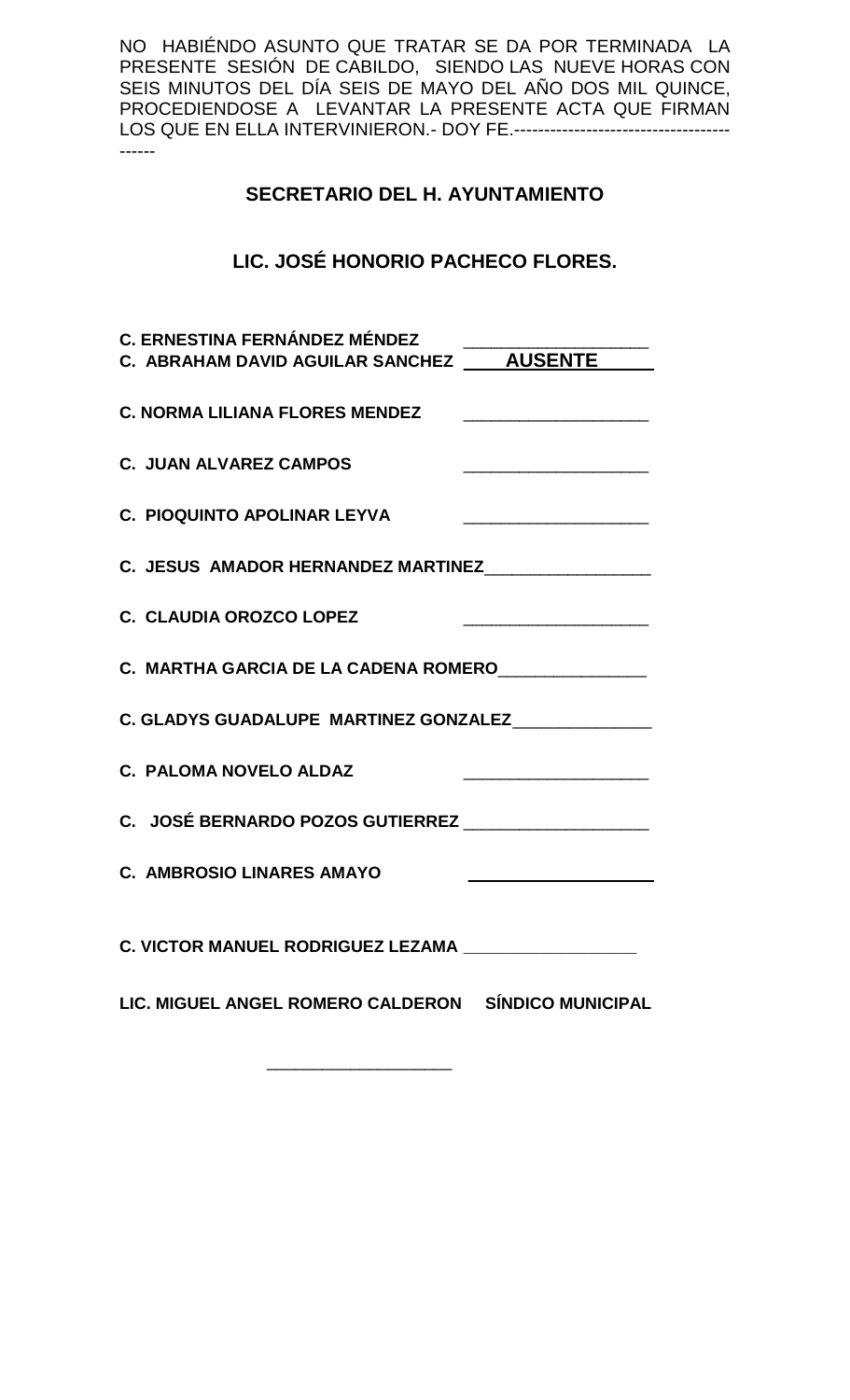NO HABIÉNDO ASUNTO QUE TRATAR SE DA POR TERMINADA LA PRESENTE SESIÓN DE CABILDO, SIENDO LAS NUEVE HORAS CON SEIS MINUTOS DEL DÍA SEIS DE MAYO DEL AÑO DOS MIL QUINCE, PROCEDIENDOSE A LEVANTAR LA PRESENTE ACTA QUE FIRMAN LOS QUE EN ELLA INTERVINIERON.- DOY FE.------------------------------------------

**SECRETARIO DEL H. AYUNTAMIENTO**

**LIC. JOSÉ HONORIO PACHECO FLORES.**

**C. ERNESTINA FERNÁNDEZ MÉNDEZ** ____________________

**C. ABRAHAM DAVID AGUILAR SANCHEZ** **AUSENTE**

**C. NORMA LILIANA FLORES MENDEZ** ____________________

**C. JUAN ALVAREZ CAMPOS** ____________________

**C. PIOQUINTO APOLINAR LEYVA** ____________________

**C. JESUS AMADOR HERNANDEZ MARTINEZ** ____________________

**C. CLAUDIA OROZCO LOPEZ** ____________________

**C. MARTHA GARCIA DE LA CADENA ROMERO** ____________________

**C. GLADYS GUADALUPE MARTINEZ GONZALEZ** ____________________

**C. PALOMA NOVELO ALDAZ** ____________________

**C. JOSÉ BERNARDO POZOS GUTIERREZ** ____________________

**C. AMBROSIO LINARES AMAYO** ____________________

**C. VICTOR MANUEL RODRIGUEZ LEZAMA** ____________________

**LIC. MIGUEL ANGEL ROMERO CALDERON SÍNDICO MUNICIPAL**

____________________